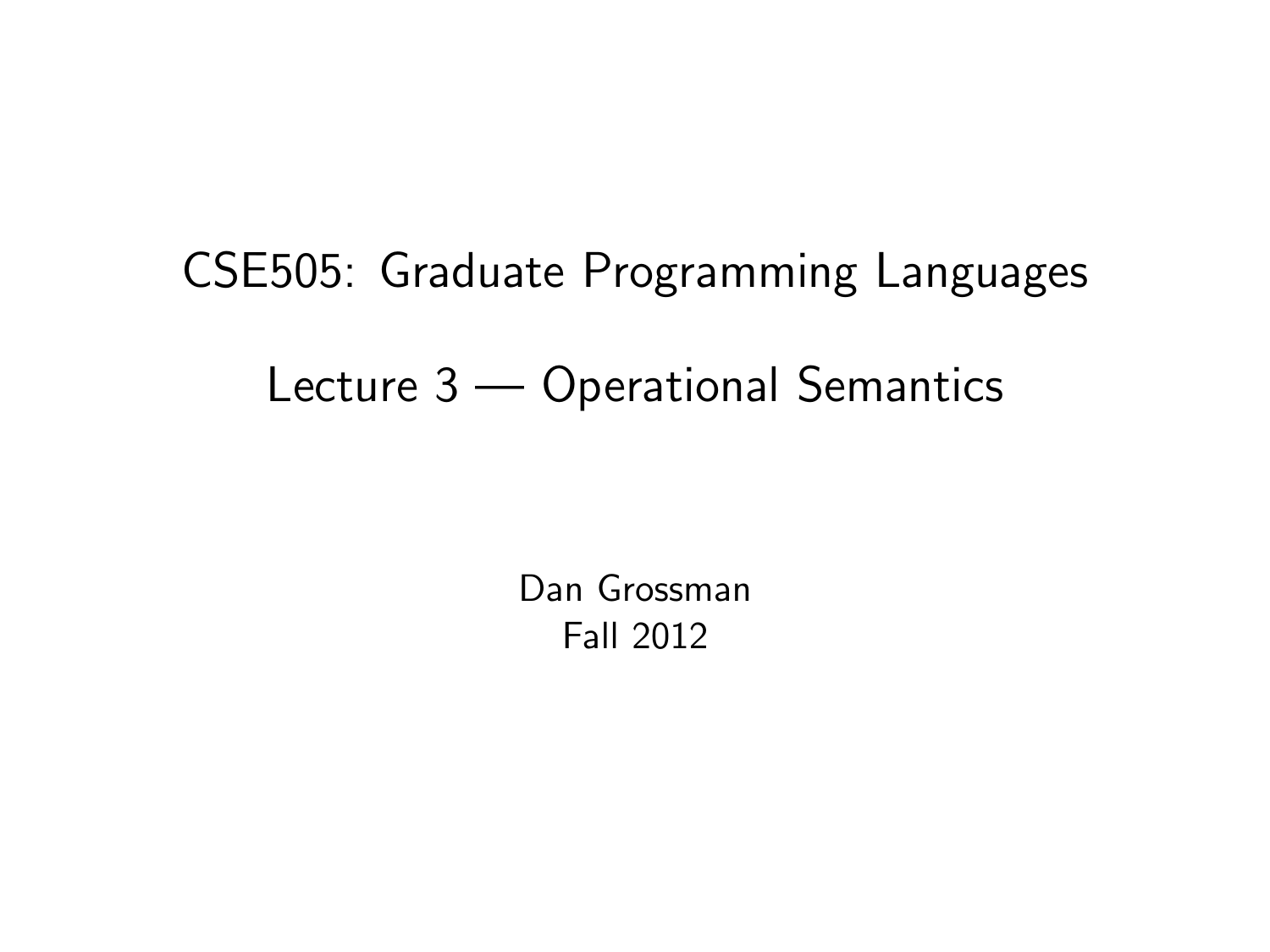# CSE505: Graduate Programming Languages

## Lecture 3 — Operational Semantics

Dan Grossman
Fall 2012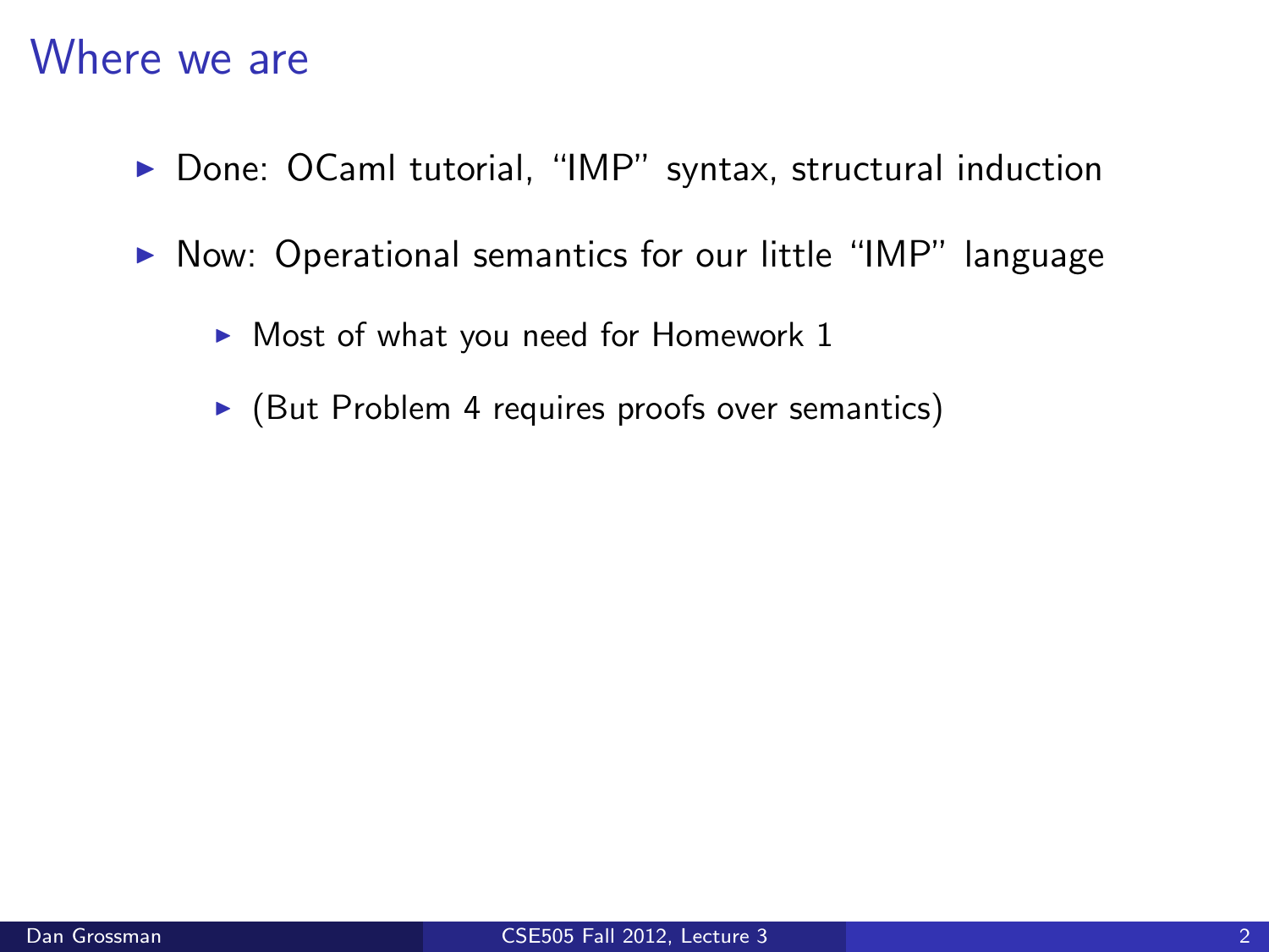# Where we are

- Done: OCaml tutorial, "IMP" syntax, structural induction
- Now: Operational semantics for our little "IMP" language
  - Most of what you need for Homework 1
  - (But Problem 4 requires proofs over semantics)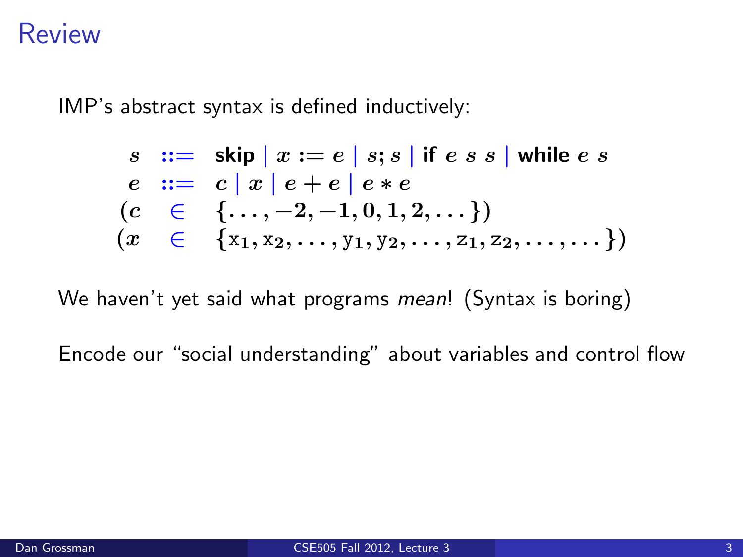# Review

IMP's abstract syntax is defined inductively:

$$
\begin{array}{lcl}
s & ::= & \textbf{skip} \mid x := e \mid s; s \mid \textbf{if}\ e\ s\ s \mid \textbf{while}\ e\ s \\
e & ::= & c \mid x \mid e + e \mid e * e \\
(c & \in & \{\ldots, -2, -1, 0, 1, 2, \ldots\}) \\
(x & \in & \{\mathrm{x}_1, \mathrm{x}_2, \ldots, \mathrm{y}_1, \mathrm{y}_2, \ldots, \mathrm{z}_1, \mathrm{z}_2, \ldots, \ldots\})
\end{array}
$$

We haven't yet said what programs *mean*! (Syntax is boring)

Encode our "social understanding" about variables and control flow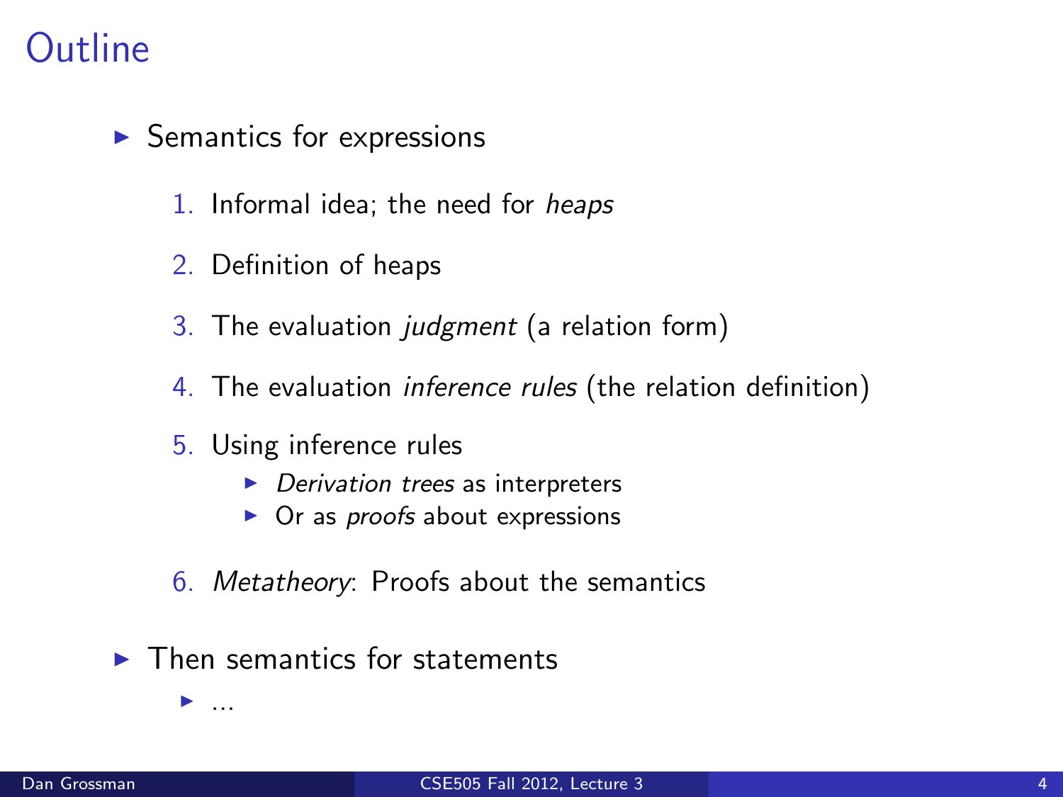# Outline

- Semantics for expressions
  1. Informal idea; the need for *heaps*
  2. Definition of heaps
  3. The evaluation *judgment* (a relation form)
  4. The evaluation *inference rules* (the relation definition)
  5. Using inference rules
     - *Derivation trees* as interpreters
     - Or as *proofs* about expressions
  6. *Metatheory*: Proofs about the semantics
- Then semantics for statements
  - ...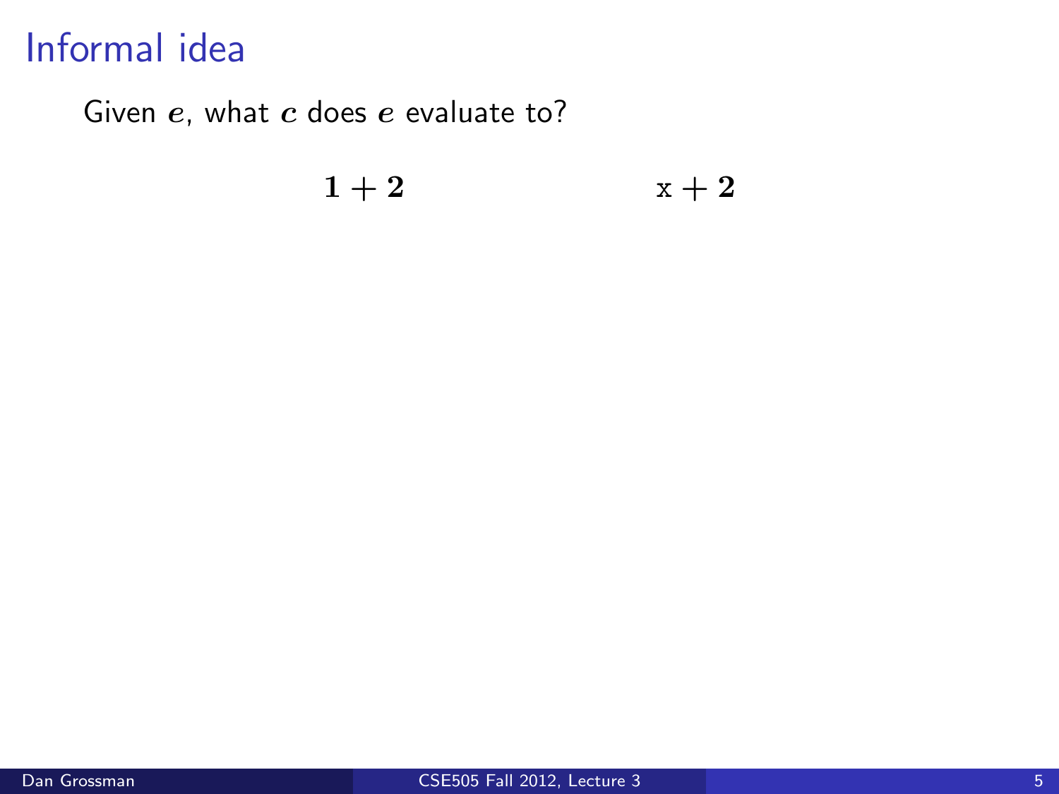# Informal idea

Given $e$, what $c$ does $e$ evaluate to?

$$1 + 2 \qquad\qquad \mathtt{x} + 2$$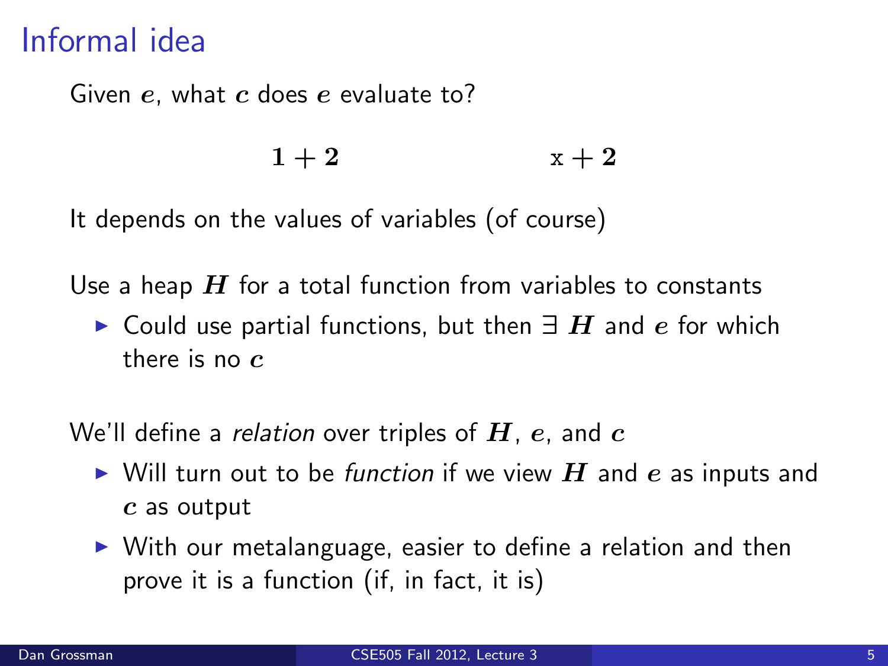# Informal idea

Given $e$, what $c$ does $e$ evaluate to?

$$1 + 2 \qquad\qquad \mathtt{x} + 2$$

It depends on the values of variables (of course)

Use a heap $H$ for a total function from variables to constants

- Could use partial functions, but then $\exists$ $H$ and $e$ for which there is no $c$

We'll define a *relation* over triples of $H$, $e$, and $c$

- Will turn out to be *function* if we view $H$ and $e$ as inputs and $c$ as output
- With our metalanguage, easier to define a relation and then prove it is a function (if, in fact, it is)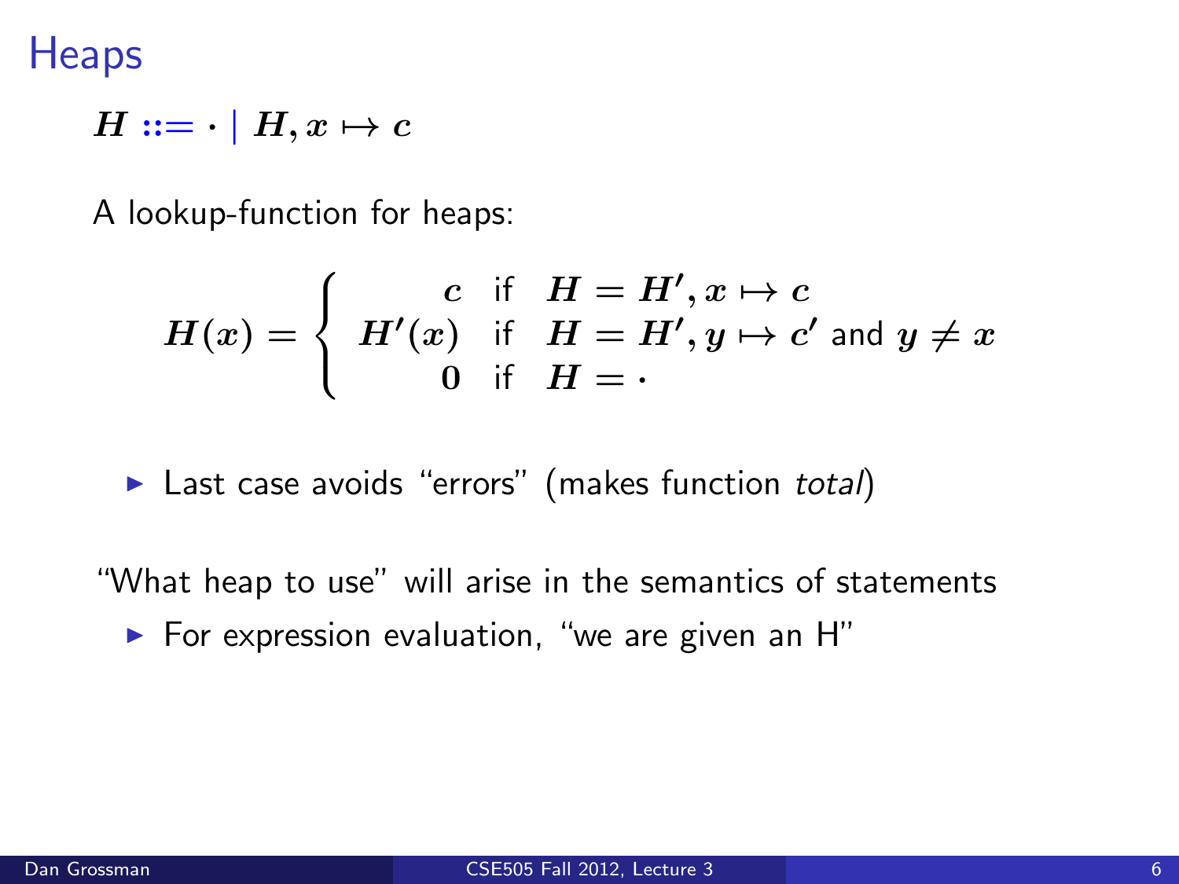# Heaps

$$H ::= \cdot \mid H, x \mapsto c$$

A lookup-function for heaps:

$$H(x) = \begin{cases} c & \text{if} \quad H = H', x \mapsto c \\ H'(x) & \text{if} \quad H = H', y \mapsto c' \text{ and } y \neq x \\ 0 & \text{if} \quad H = \cdot \end{cases}$$

- Last case avoids "errors" (makes function *total*)

"What heap to use" will arise in the semantics of statements

- For expression evaluation, "we are given an H"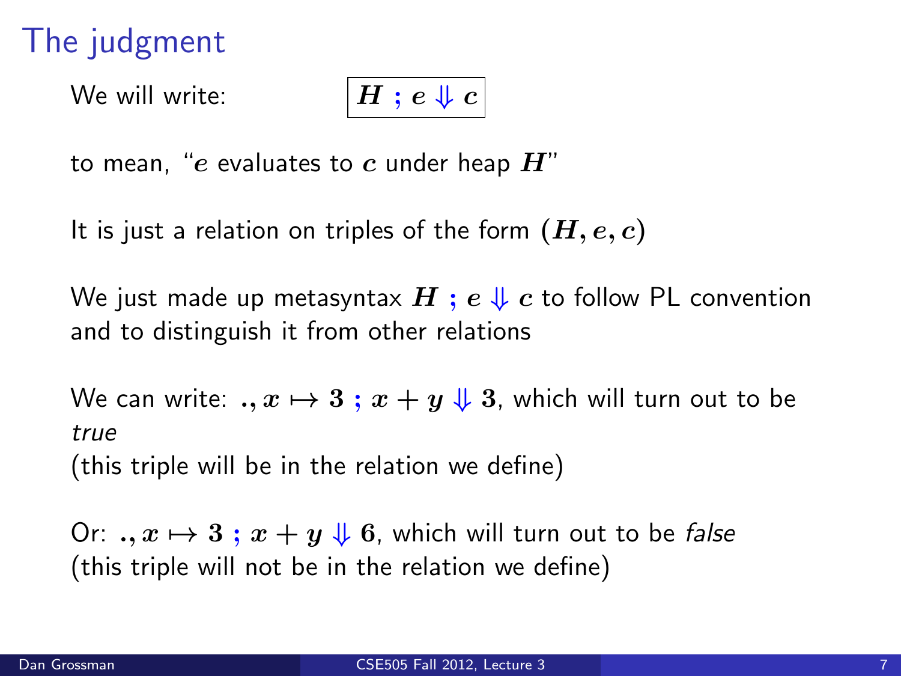# The judgment

We will write: $\boxed{H \; ; \; e \Downarrow c}$

to mean, "$e$ evaluates to $c$ under heap $H$"

It is just a relation on triples of the form $(H, e, c)$

We just made up metasyntax $H \; ; \; e \Downarrow c$ to follow PL convention and to distinguish it from other relations

We can write: $., x \mapsto 3 \; ; \; x + y \Downarrow 3$, which will turn out to be *true*
(this triple will be in the relation we define)

Or: $., x \mapsto 3 \; ; \; x + y \Downarrow 6$, which will turn out to be *false*
(this triple will not be in the relation we define)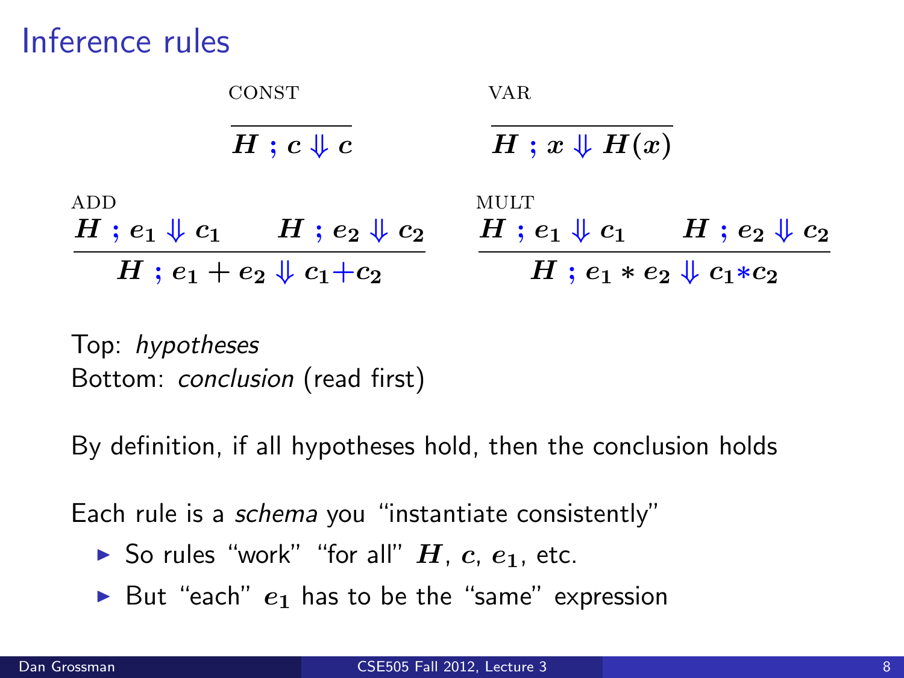# Inference rules

CONST
$$\frac{}{H \; ; \; c \Downarrow c}$$

VAR
$$\frac{}{H \; ; \; x \Downarrow H(x)}$$

ADD
$$\frac{H \; ; \; e_1 \Downarrow c_1 \qquad H \; ; \; e_2 \Downarrow c_2}{H \; ; \; e_1 + e_2 \Downarrow c_1 + c_2}$$

MULT
$$\frac{H \; ; \; e_1 \Downarrow c_1 \qquad H \; ; \; e_2 \Downarrow c_2}{H \; ; \; e_1 * e_2 \Downarrow c_1 * c_2}$$

Top: *hypotheses*
Bottom: *conclusion* (read first)

By definition, if all hypotheses hold, then the conclusion holds

Each rule is a *schema* you "instantiate consistently"

- So rules "work" "for all" $H$, $c$, $e_1$, etc.
- But "each" $e_1$ has to be the "same" expression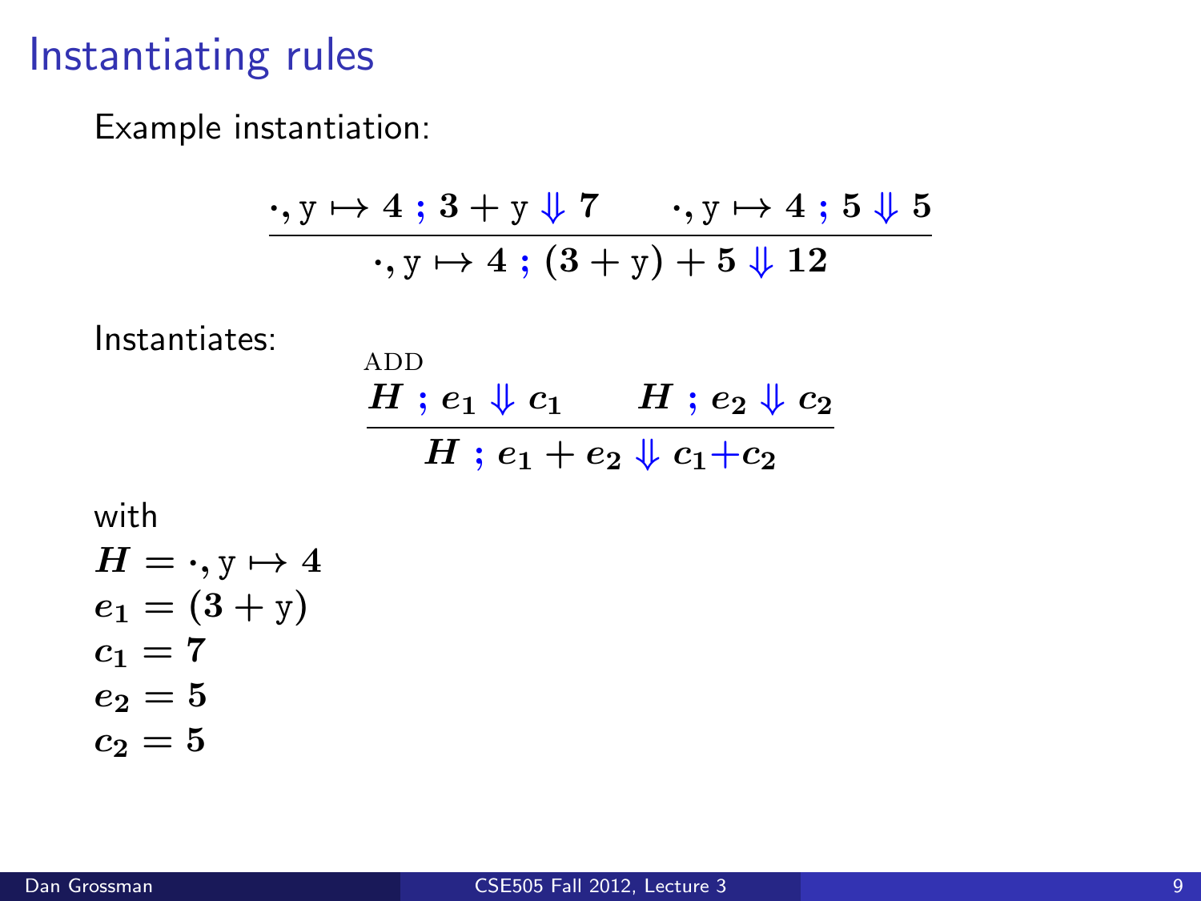# Instantiating rules

Example instantiation:

$$\frac{\cdot, \mathrm{y} \mapsto 4 \;;\; 3 + \mathrm{y} \Downarrow 7 \qquad \cdot, \mathrm{y} \mapsto 4 \;;\; 5 \Downarrow 5}{\cdot, \mathrm{y} \mapsto 4 \;;\; (3 + \mathrm{y}) + 5 \Downarrow 12}$$

Instantiates:

$$\text{ADD} \quad \frac{H \;;\; e_1 \Downarrow c_1 \qquad H \;;\; e_2 \Downarrow c_2}{H \;;\; e_1 + e_2 \Downarrow c_1 + c_2}$$

with

$H = \cdot, \mathrm{y} \mapsto 4$

$e_1 = (3 + \mathrm{y})$

$c_1 = 7$

$e_2 = 5$

$c_2 = 5$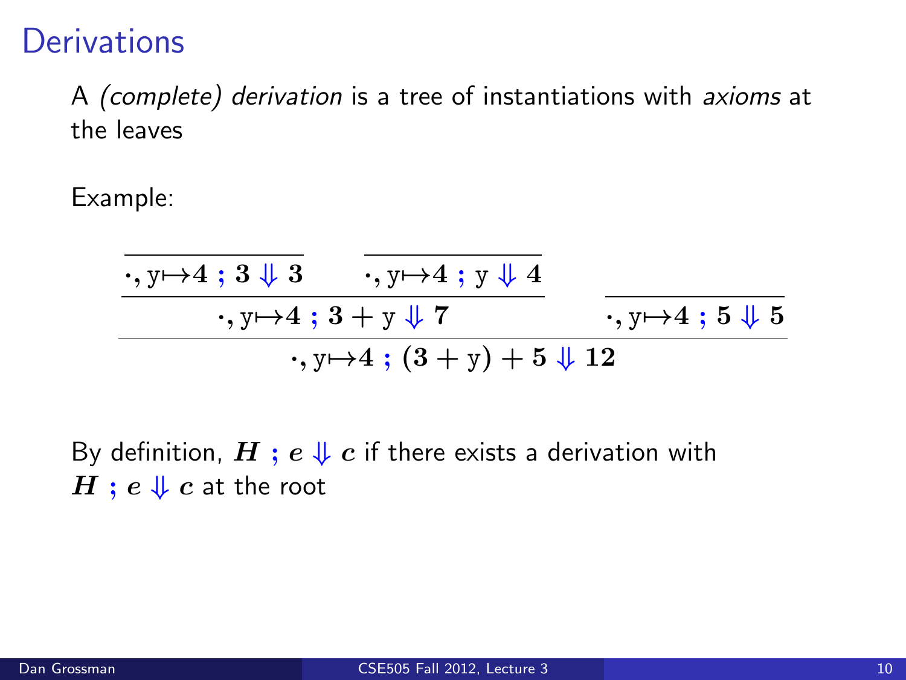# Derivations

A *(complete) derivation* is a tree of instantiations with *axioms* at the leaves

Example:

$$
\dfrac{
  \dfrac{
    \dfrac{}{\cdot, \mathrm{y}\mapsto 4 \;;\; 3 \Downarrow 3}
    \qquad
    \dfrac{}{\cdot, \mathrm{y}\mapsto 4 \;;\; \mathrm{y} \Downarrow 4}
  }{\cdot, \mathrm{y}\mapsto 4 \;;\; 3 + \mathrm{y} \Downarrow 7}
  \qquad
  \dfrac{}{\cdot, \mathrm{y}\mapsto 4 \;;\; 5 \Downarrow 5}
}{\cdot, \mathrm{y}\mapsto 4 \;;\; (3 + \mathrm{y}) + 5 \Downarrow 12}
$$

By definition, $H \;;\; e \Downarrow c$ if there exists a derivation with $H \;;\; e \Downarrow c$ at the root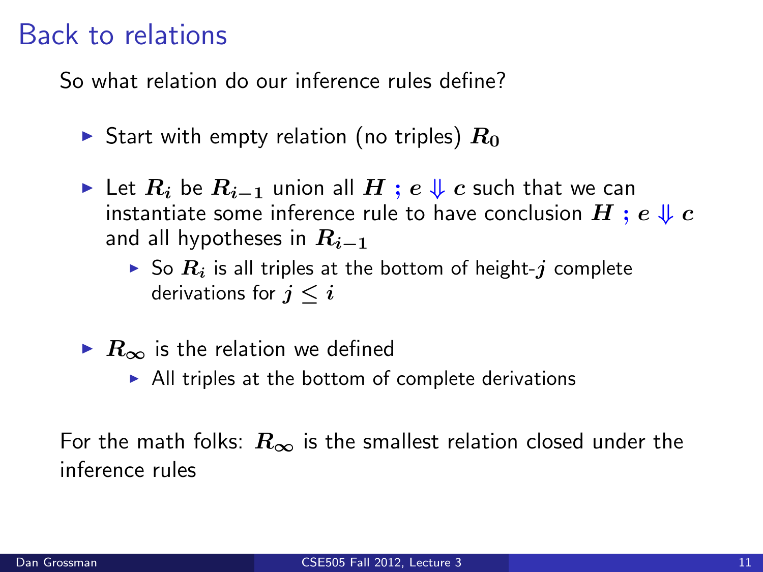# Back to relations

So what relation do our inference rules define?

- Start with empty relation (no triples) $R_0$
- Let $R_i$ be $R_{i-1}$ union all $H \; ; \; e \Downarrow c$ such that we can instantiate some inference rule to have conclusion $H \; ; \; e \Downarrow c$ and all hypotheses in $R_{i-1}$
  - So $R_i$ is all triples at the bottom of height-$j$ complete derivations for $j \leq i$
- $R_\infty$ is the relation we defined
  - All triples at the bottom of complete derivations

For the math folks: $R_\infty$ is the smallest relation closed under the inference rules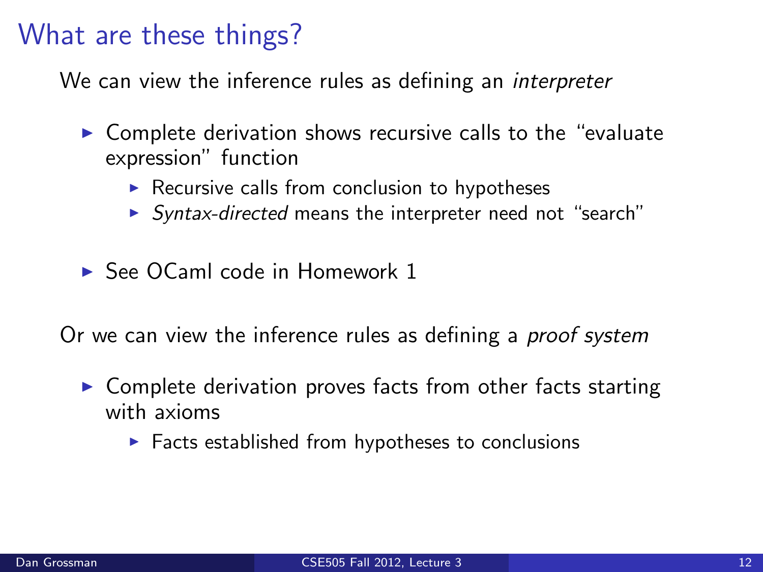# What are these things?

We can view the inference rules as defining an *interpreter*

- Complete derivation shows recursive calls to the "evaluate expression" function
  - Recursive calls from conclusion to hypotheses
  - *Syntax-directed* means the interpreter need not "search"
- See OCaml code in Homework 1

Or we can view the inference rules as defining a *proof system*

- Complete derivation proves facts from other facts starting with axioms
  - Facts established from hypotheses to conclusions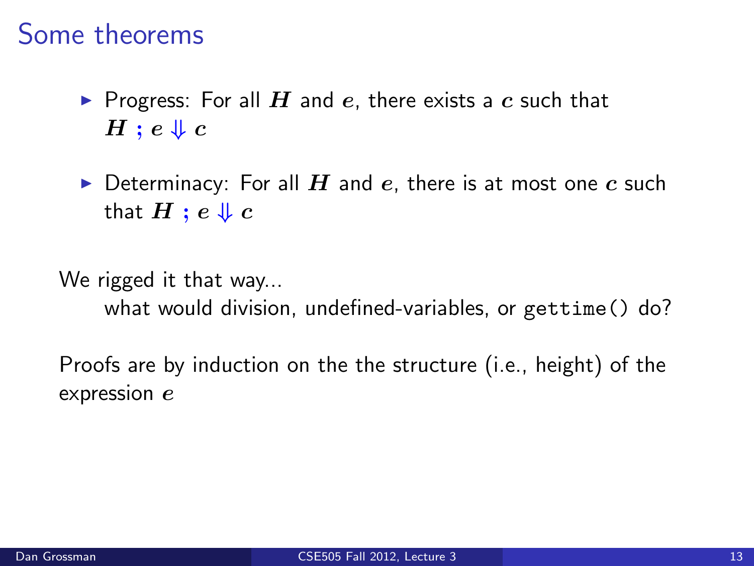# Some theorems

- Progress: For all $H$ and $e$, there exists a $c$ such that $H \, ; e \Downarrow c$
- Determinacy: For all $H$ and $e$, there is at most one $c$ such that $H \, ; e \Downarrow c$

We rigged it that way...

what would division, undefined-variables, or `gettime()` do?

Proofs are by induction on the the structure (i.e., height) of the expression $e$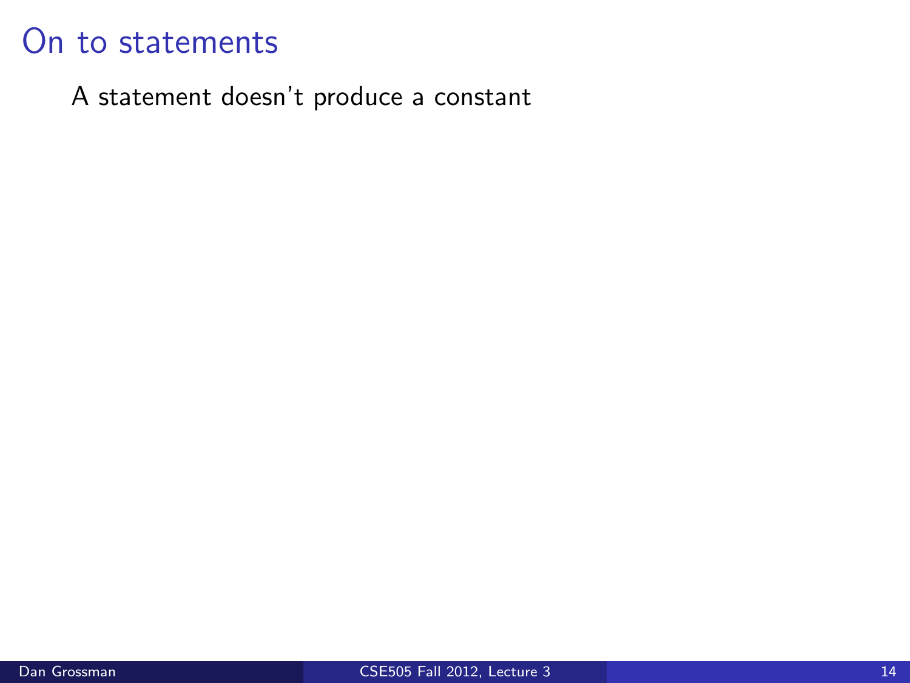# On to statements

A statement doesn't produce a constant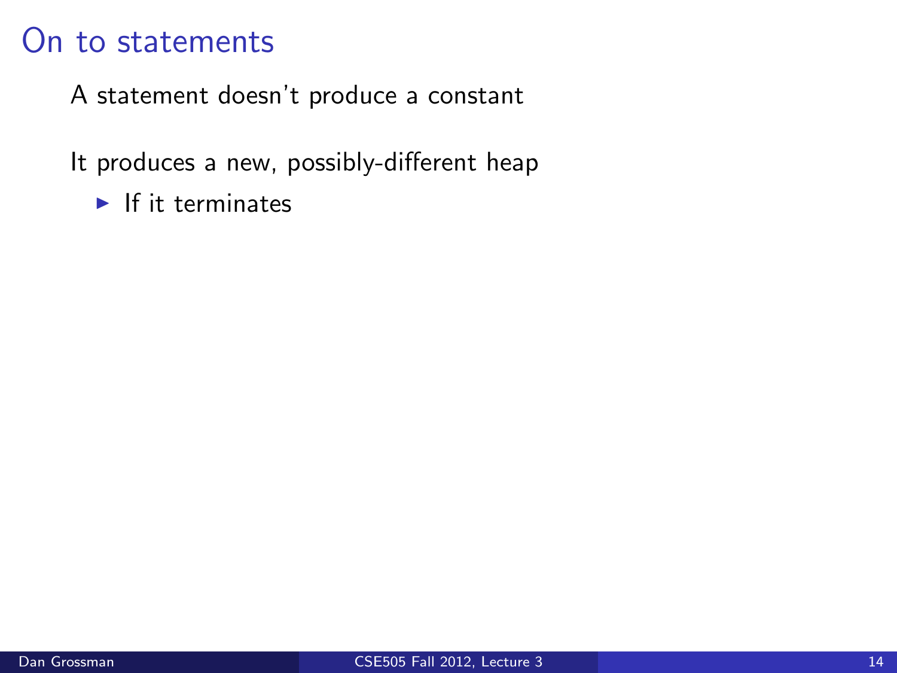# On to statements

A statement doesn't produce a constant

It produces a new, possibly-different heap

- If it terminates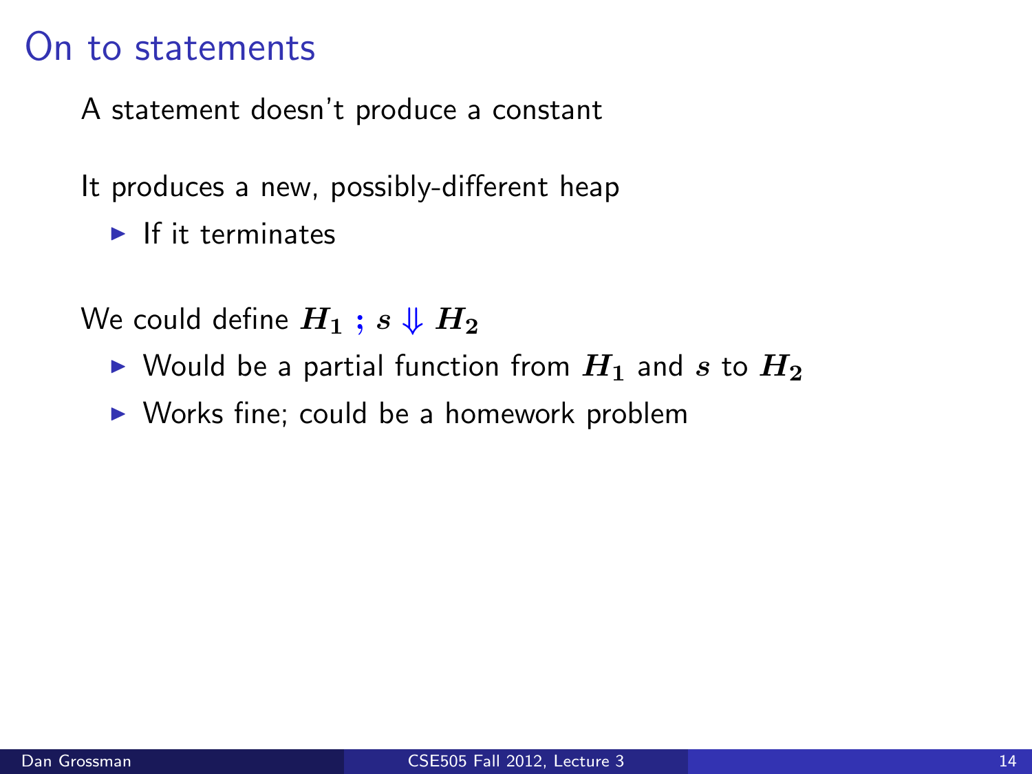# On to statements

A statement doesn't produce a constant

It produces a new, possibly-different heap

- If it terminates

We could define $H_1 \; ; \; s \Downarrow H_2$

- Would be a partial function from $H_1$ and $s$ to $H_2$
- Works fine; could be a homework problem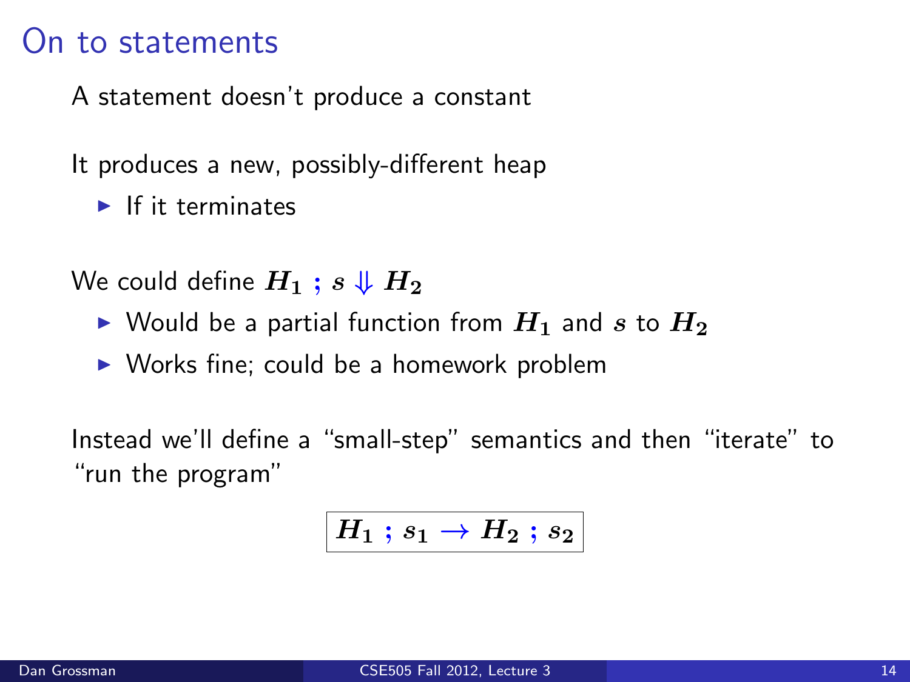# On to statements

A statement doesn't produce a constant

It produces a new, possibly-different heap

- If it terminates

We could define $H_1 \; ; \; s \Downarrow H_2$

- Would be a partial function from $H_1$ and $s$ to $H_2$
- Works fine; could be a homework problem

Instead we'll define a "small-step" semantics and then "iterate" to "run the program"

$$\boxed{H_1 \; ; \; s_1 \rightarrow H_2 \; ; \; s_2}$$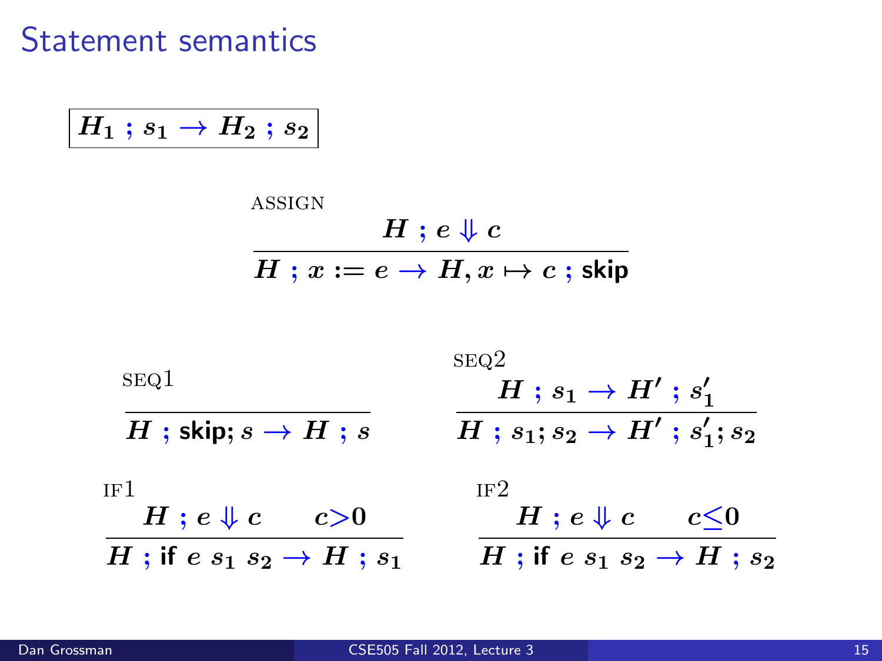# Statement semantics

$$\boxed{H_1\ ;\ s_1 \rightarrow H_2\ ;\ s_2}$$

ASSIGN

$$\frac{H\ ;\ e \Downarrow c}{H\ ;\ x := e \rightarrow H, x \mapsto c\ ;\ \mathsf{skip}}$$

SEQ1

$$\frac{}{H\ ;\ \mathsf{skip}; s \rightarrow H\ ;\ s}$$

SEQ2

$$\frac{H\ ;\ s_1 \rightarrow H'\ ;\ s_1'}{H\ ;\ s_1; s_2 \rightarrow H'\ ;\ s_1'; s_2}$$

IF1

$$\frac{H\ ;\ e \Downarrow c \qquad c > 0}{H\ ;\ \mathsf{if}\ e\ s_1\ s_2 \rightarrow H\ ;\ s_1}$$

IF2

$$\frac{H\ ;\ e \Downarrow c \qquad c \leq 0}{H\ ;\ \mathsf{if}\ e\ s_1\ s_2 \rightarrow H\ ;\ s_2}$$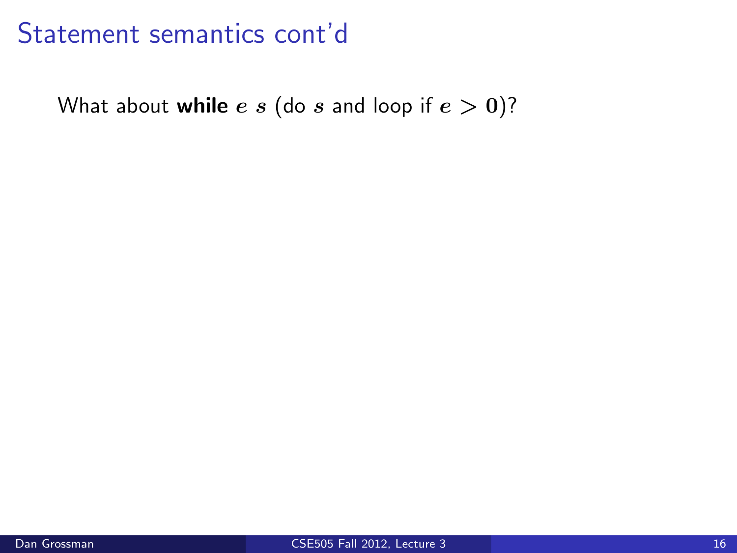# Statement semantics cont'd

What about **while** $e$ $s$ (do $s$ and loop if $e > 0$)?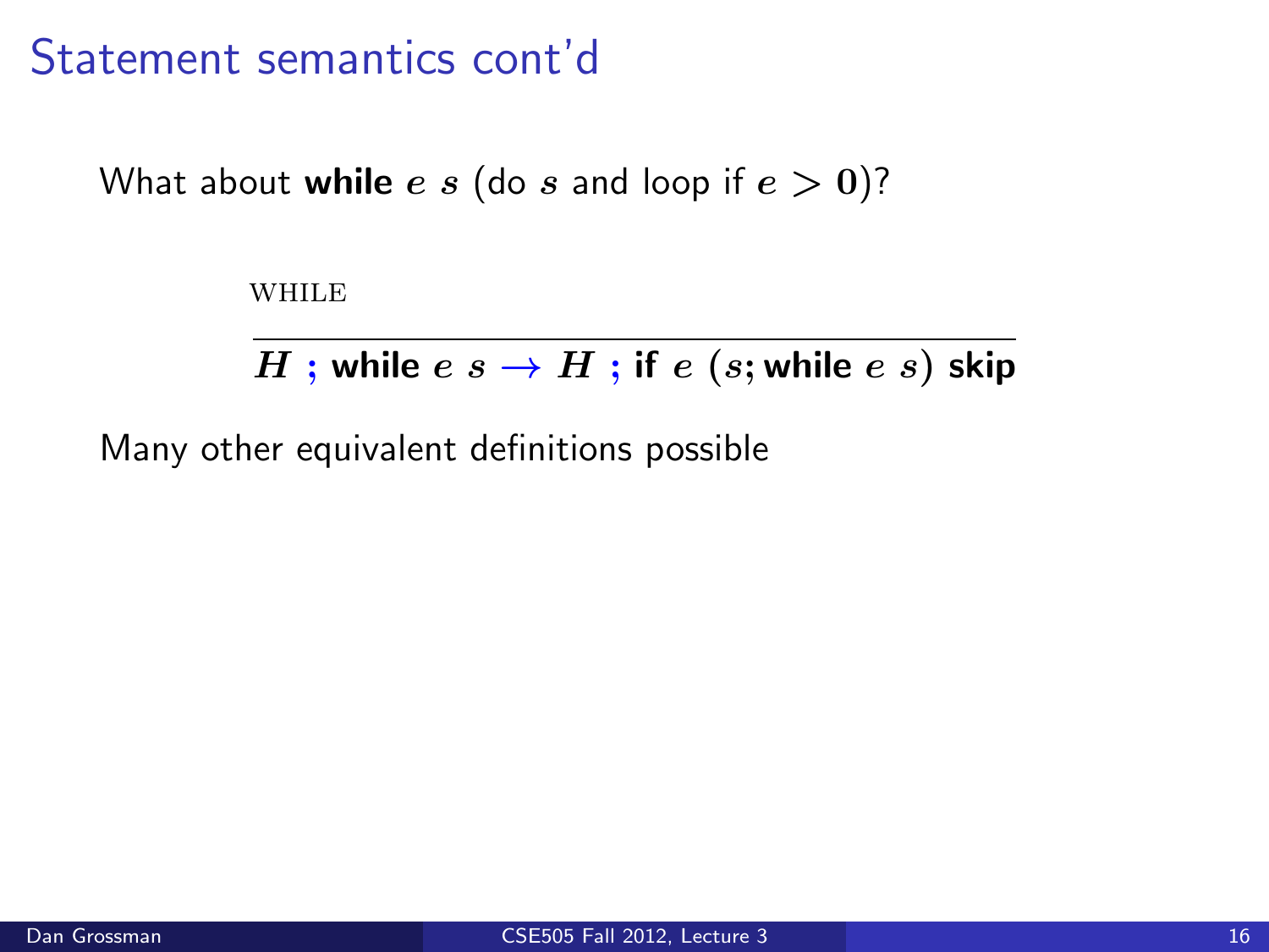# Statement semantics cont'd

What about **while** $e\ s$ (do $s$ and loop if $e > 0$)?

$$\frac{\text{WHILE}}{H\ ;\ \textbf{while}\ e\ s \rightarrow H\ ;\ \textbf{if}\ e\ (s; \textbf{while}\ e\ s)\ \textbf{skip}}$$

Many other equivalent definitions possible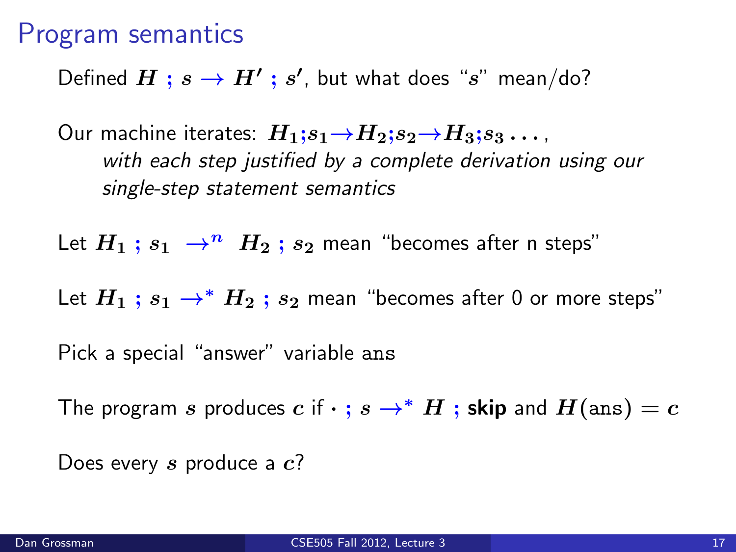# Program semantics

Defined $H \,;\, s \rightarrow H' \,;\, s'$, but what does "$s$" mean/do?

Our machine iterates: $H_1;s_1 \rightarrow H_2;s_2 \rightarrow H_3;s_3 \ldots$,

*with each step justified by a complete derivation using our single-step statement semantics*

Let $H_1 \,;\, s_1 \;\rightarrow^n\; H_2 \,;\, s_2$ mean "becomes after n steps"

Let $H_1 \,;\, s_1 \rightarrow^* H_2 \,;\, s_2$ mean "becomes after 0 or more steps"

Pick a special "answer" variable ans

The program $s$ produces $c$ if $\cdot \,;\, s \rightarrow^* H \,;\, \textbf{skip}$ and $H(\texttt{ans}) = c$

Does every $s$ produce a $c$?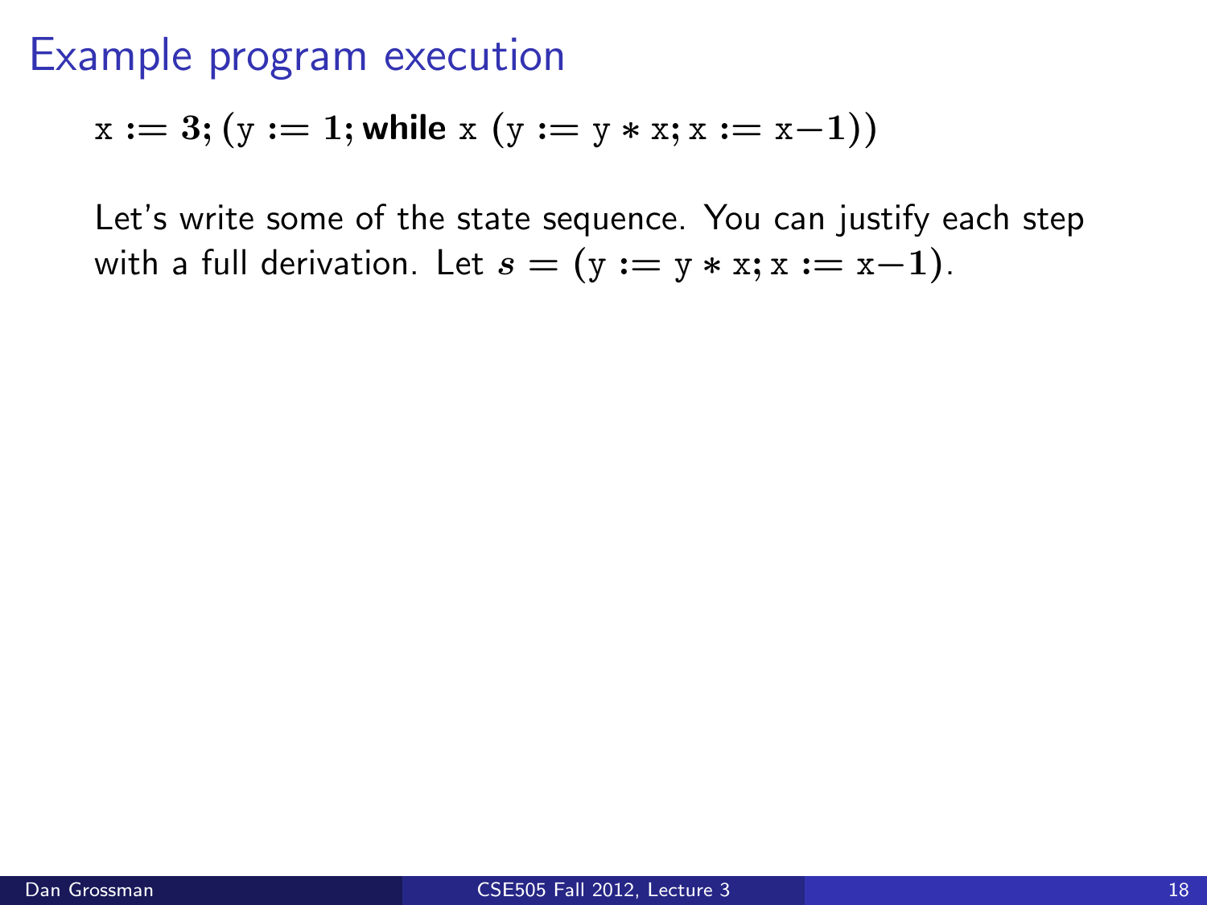# Example program execution

$$\mathtt{x} := \mathbf{3}; (\mathtt{y} := \mathbf{1}; \textsf{\textbf{while}}\ \mathtt{x}\ (\mathtt{y} := \mathtt{y} * \mathtt{x}; \mathtt{x} := \mathtt{x} - \mathbf{1}))$$

Let's write some of the state sequence. You can justify each step with a full derivation. Let $s = (\mathtt{y} := \mathtt{y} * \mathtt{x}; \mathtt{x} := \mathtt{x} - \mathbf{1})$.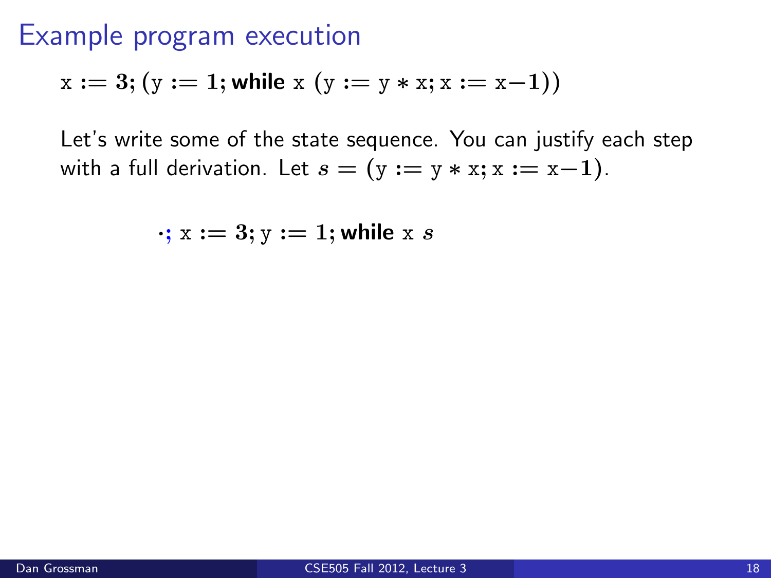# Example program execution

$$\mathrm{x} := 3; (\mathrm{y} := 1; \textsf{while}\ \mathrm{x}\ (\mathrm{y} := \mathrm{y} * \mathrm{x}; \mathrm{x} := \mathrm{x} - 1))$$

Let's write some of the state sequence. You can justify each step with a full derivation. Let $s = (\mathrm{y} := \mathrm{y} * \mathrm{x}; \mathrm{x} := \mathrm{x} - 1)$.

$$\cdot; \mathrm{x} := 3; \mathrm{y} := 1; \textsf{while}\ \mathrm{x}\ s$$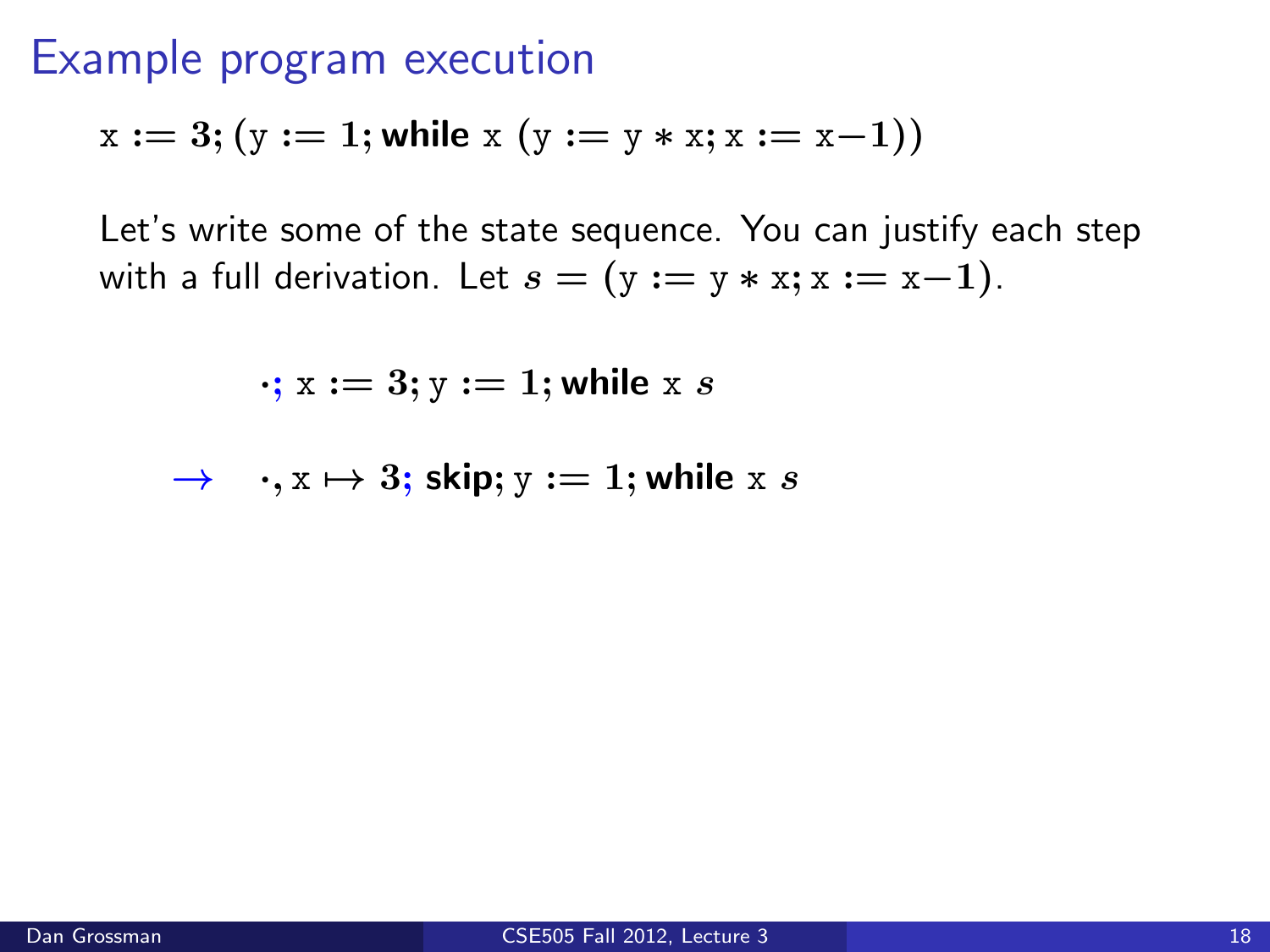# Example program execution

$$\mathtt{x} := \mathbf{3}; (\mathtt{y} := \mathbf{1}; \textsf{while } \mathtt{x}\ (\mathtt{y} := \mathtt{y} * \mathtt{x}; \mathtt{x} := \mathtt{x} - \mathbf{1}))$$

Let's write some of the state sequence. You can justify each step with a full derivation. Let $s = (\mathtt{y} := \mathtt{y} * \mathtt{x}; \mathtt{x} := \mathtt{x} - \mathbf{1})$.

$$\cdot; \mathtt{x} := \mathbf{3}; \mathtt{y} := \mathbf{1}; \textsf{while } \mathtt{x}\ s$$

$$\rightarrow \quad \cdot, \mathtt{x} \mapsto \mathbf{3}; \textsf{skip}; \mathtt{y} := \mathbf{1}; \textsf{while } \mathtt{x}\ s$$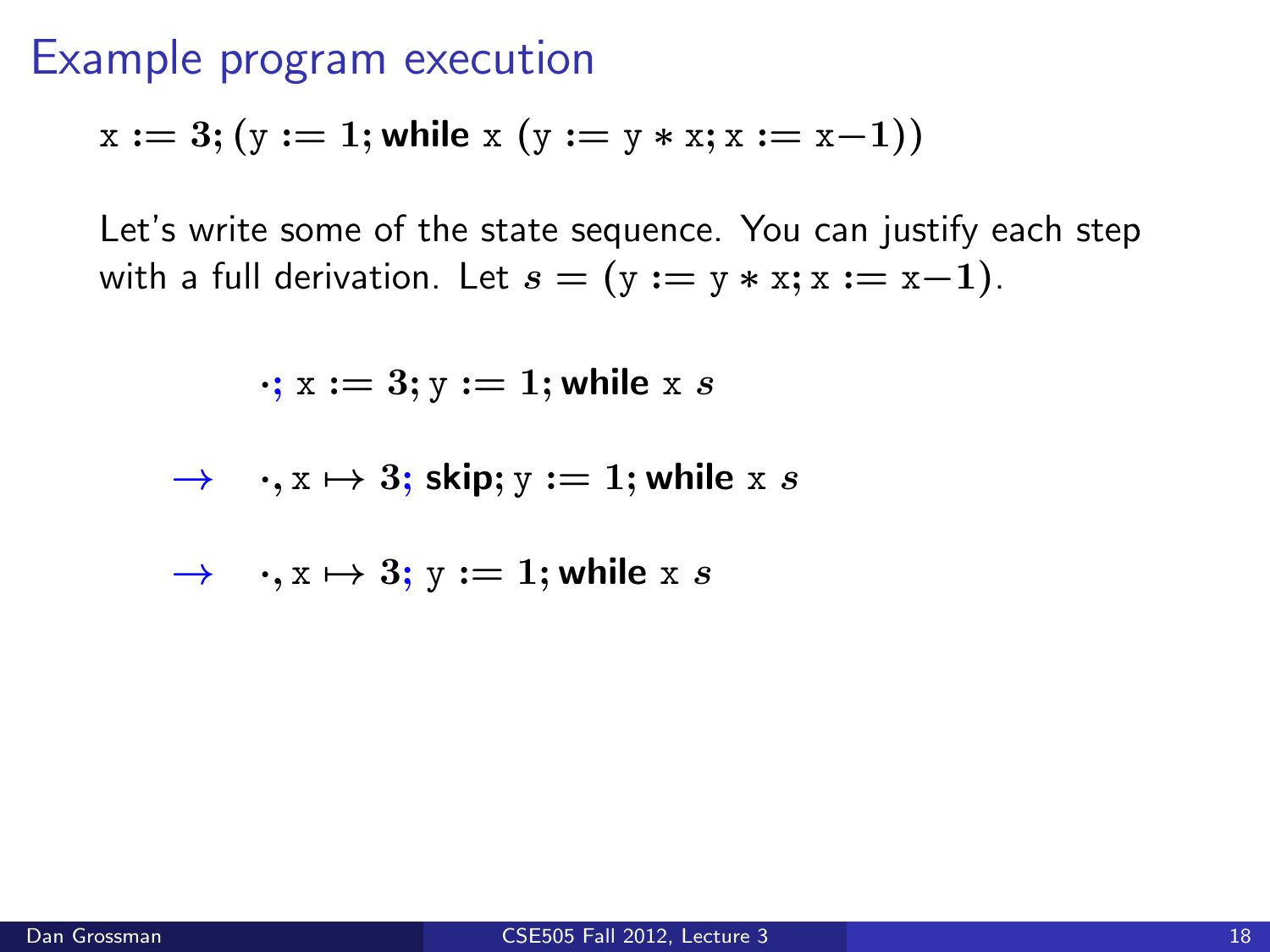# Example program execution

$$\texttt{x} := \mathbf{3}; (\texttt{y} := \mathbf{1}; \textsf{while}\ \texttt{x}\ (\texttt{y} := \texttt{y} * \texttt{x}; \texttt{x} := \texttt{x} - \mathbf{1}))$$

Let's write some of the state sequence. You can justify each step with a full derivation. Let $s = (\texttt{y} := \texttt{y} * \texttt{x}; \texttt{x} := \texttt{x} - \mathbf{1})$.

$$\cdot; \texttt{x} := \mathbf{3}; \texttt{y} := \mathbf{1}; \textsf{while}\ \texttt{x}\ s$$

$$\rightarrow \quad \cdot, \texttt{x} \mapsto \mathbf{3}; \textsf{skip}; \texttt{y} := \mathbf{1}; \textsf{while}\ \texttt{x}\ s$$

$$\rightarrow \quad \cdot, \texttt{x} \mapsto \mathbf{3}; \texttt{y} := \mathbf{1}; \textsf{while}\ \texttt{x}\ s$$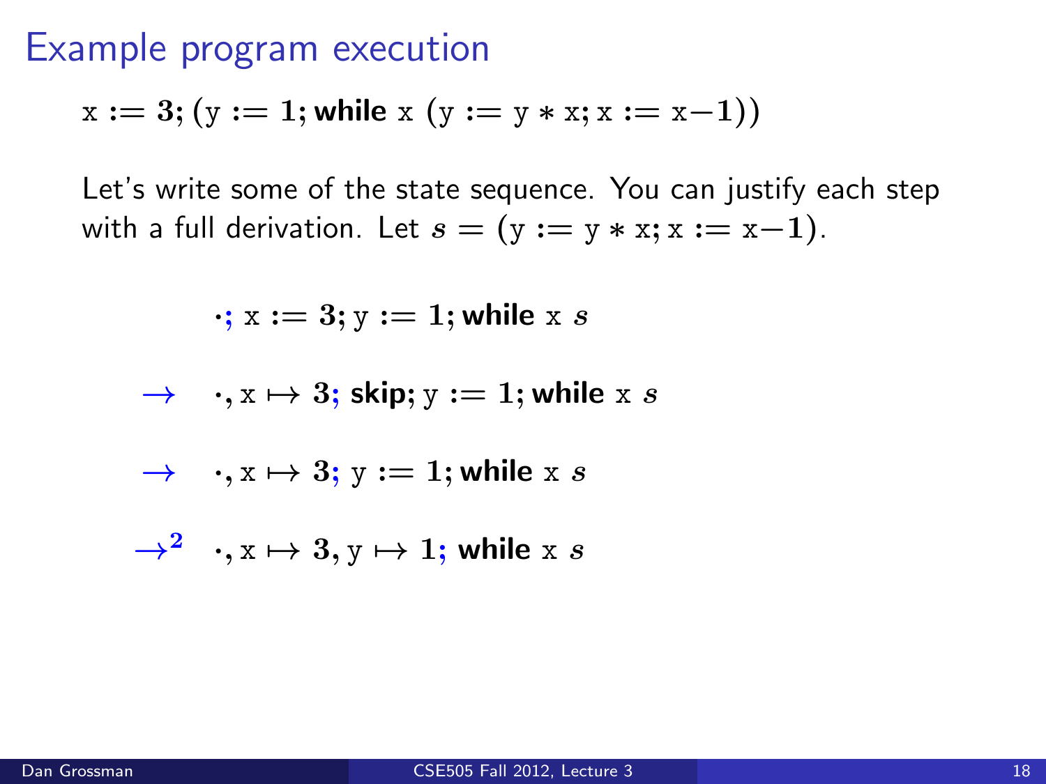# Example program execution

$$\mathrm{x} := \mathbf{3}; (\mathrm{y} := \mathbf{1}; \textsf{while}\ \mathrm{x}\ (\mathrm{y} := \mathrm{y} * \mathrm{x}; \mathrm{x} := \mathrm{x} - \mathbf{1}))$$

Let's write some of the state sequence. You can justify each step with a full derivation. Let $s = (\mathrm{y} := \mathrm{y} * \mathrm{x}; \mathrm{x} := \mathrm{x} - \mathbf{1})$.

$$\cdot;\ \mathrm{x} := \mathbf{3}; \mathrm{y} := \mathbf{1}; \textsf{while}\ \mathrm{x}\ s$$

$$\rightarrow \quad \cdot, \mathrm{x} \mapsto \mathbf{3};\ \textsf{skip}; \mathrm{y} := \mathbf{1}; \textsf{while}\ \mathrm{x}\ s$$

$$\rightarrow \quad \cdot, \mathrm{x} \mapsto \mathbf{3};\ \mathrm{y} := \mathbf{1}; \textsf{while}\ \mathrm{x}\ s$$

$$\rightarrow^{2} \quad \cdot, \mathrm{x} \mapsto \mathbf{3}, \mathrm{y} \mapsto \mathbf{1};\ \textsf{while}\ \mathrm{x}\ s$$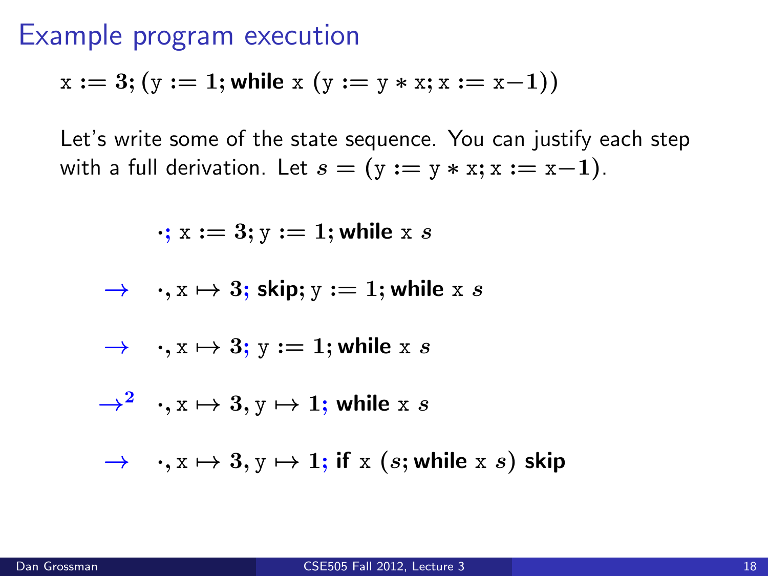# Example program execution

$$\mathrm{x} := \mathbf{3}; (\mathrm{y} := \mathbf{1}; \textsf{while}\ \mathrm{x}\ (\mathrm{y} := \mathrm{y} * \mathrm{x}; \mathrm{x} := \mathrm{x} - \mathbf{1}))$$

Let's write some of the state sequence. You can justify each step with a full derivation. Let $s = (\mathrm{y} := \mathrm{y} * \mathrm{x}; \mathrm{x} := \mathrm{x} - \mathbf{1})$.

$$
\begin{array}{ll}
 & \cdot;\ \mathrm{x} := \mathbf{3}; \mathrm{y} := \mathbf{1}; \textsf{while}\ \mathrm{x}\ s \\
\rightarrow & \cdot, \mathrm{x} \mapsto \mathbf{3};\ \textsf{skip}; \mathrm{y} := \mathbf{1}; \textsf{while}\ \mathrm{x}\ s \\
\rightarrow & \cdot, \mathrm{x} \mapsto \mathbf{3};\ \mathrm{y} := \mathbf{1}; \textsf{while}\ \mathrm{x}\ s \\
\rightarrow^{2} & \cdot, \mathrm{x} \mapsto \mathbf{3}, \mathrm{y} \mapsto \mathbf{1};\ \textsf{while}\ \mathrm{x}\ s \\
\rightarrow & \cdot, \mathrm{x} \mapsto \mathbf{3}, \mathrm{y} \mapsto \mathbf{1};\ \textsf{if}\ \mathrm{x}\ (s; \textsf{while}\ \mathrm{x}\ s)\ \textsf{skip}
\end{array}
$$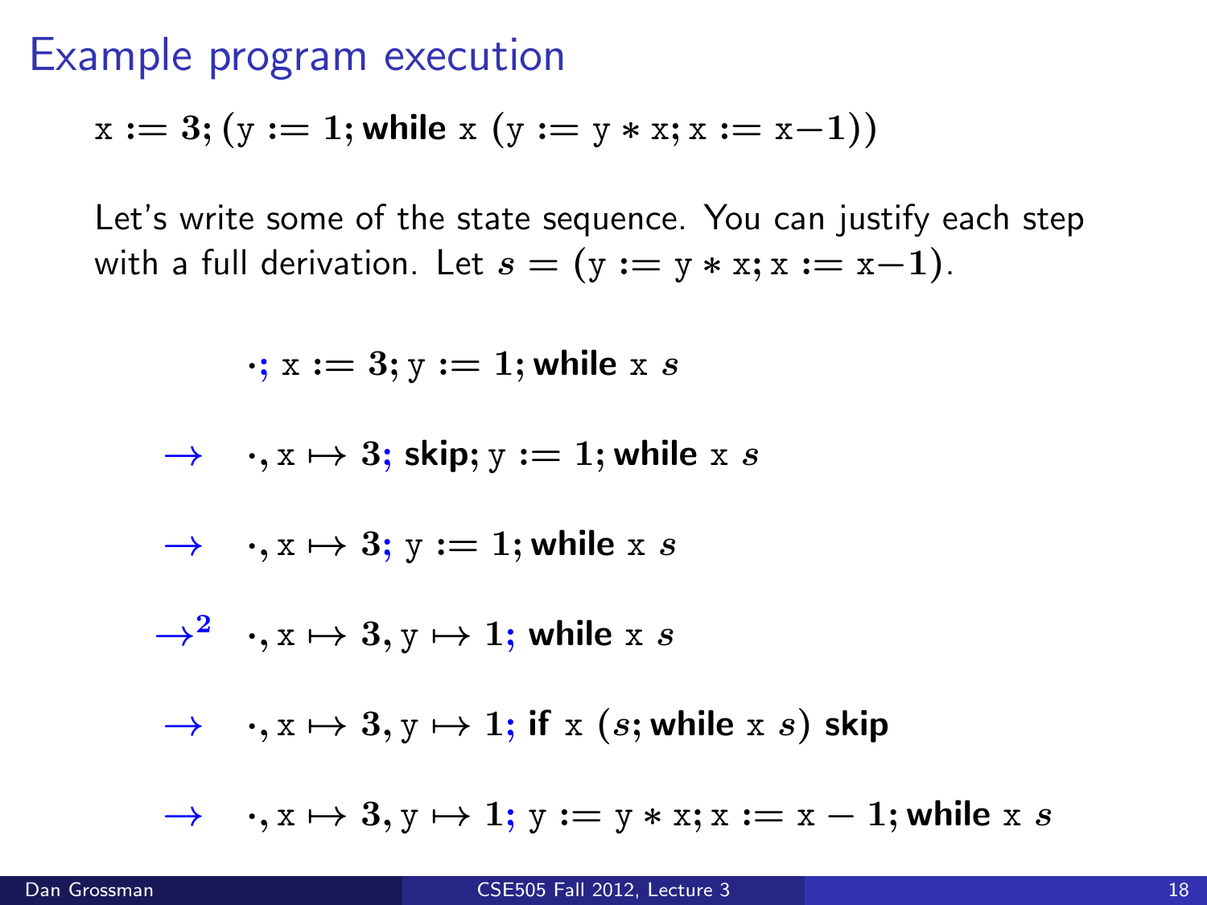# Example program execution

$$\mathtt{x} := \mathbf{3}; (\mathtt{y} := \mathbf{1}; \textsf{while}\ \mathtt{x}\ (\mathtt{y} := \mathtt{y} * \mathtt{x}; \mathtt{x} := \mathtt{x} - \mathbf{1}))$$

Let's write some of the state sequence. You can justify each step with a full derivation. Let $s = (\mathtt{y} := \mathtt{y} * \mathtt{x}; \mathtt{x} := \mathtt{x} - \mathbf{1})$.

$$
\begin{array}{ll}
 & \cdot;\ \mathtt{x} := \mathbf{3}; \mathtt{y} := \mathbf{1}; \textsf{while}\ \mathtt{x}\ s \\
\rightarrow & \cdot, \mathtt{x} \mapsto \mathbf{3};\ \textsf{skip}; \mathtt{y} := \mathbf{1}; \textsf{while}\ \mathtt{x}\ s \\
\rightarrow & \cdot, \mathtt{x} \mapsto \mathbf{3};\ \mathtt{y} := \mathbf{1}; \textsf{while}\ \mathtt{x}\ s \\
\rightarrow^{2} & \cdot, \mathtt{x} \mapsto \mathbf{3}, \mathtt{y} \mapsto \mathbf{1};\ \textsf{while}\ \mathtt{x}\ s \\
\rightarrow & \cdot, \mathtt{x} \mapsto \mathbf{3}, \mathtt{y} \mapsto \mathbf{1};\ \textsf{if}\ \mathtt{x}\ (s; \textsf{while}\ \mathtt{x}\ s)\ \textsf{skip} \\
\rightarrow & \cdot, \mathtt{x} \mapsto \mathbf{3}, \mathtt{y} \mapsto \mathbf{1};\ \mathtt{y} := \mathtt{y} * \mathtt{x}; \mathtt{x} := \mathtt{x} - \mathbf{1}; \textsf{while}\ \mathtt{x}\ s
\end{array}
$$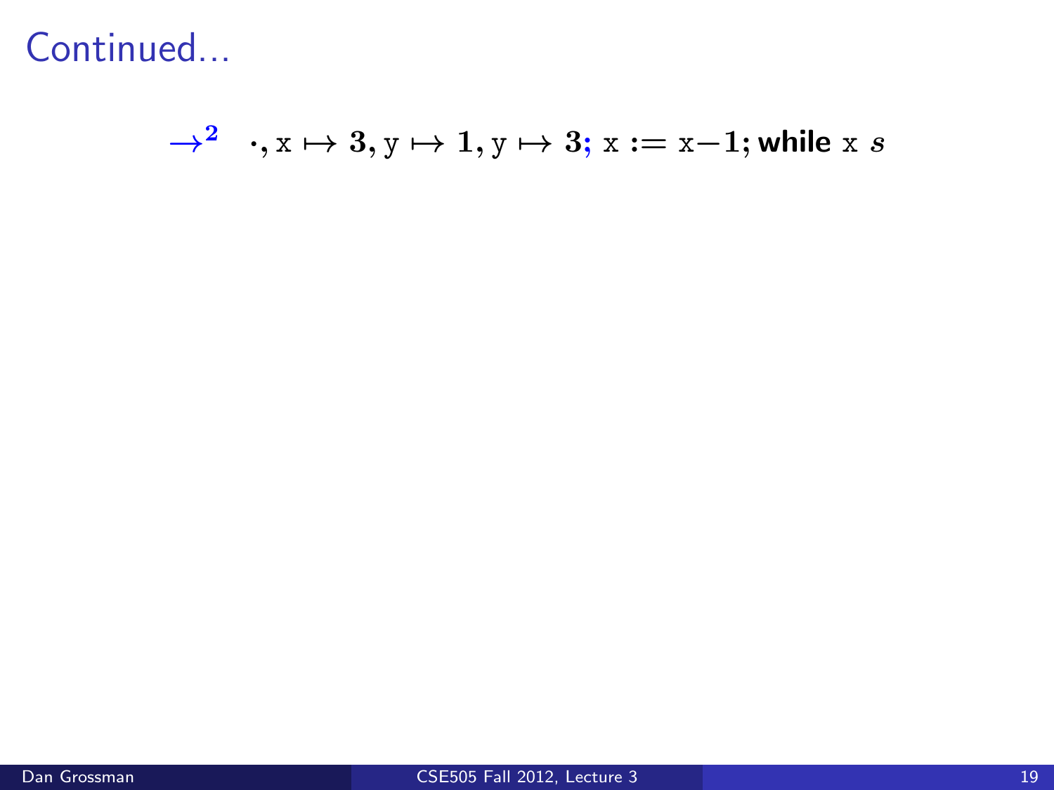# Continued...

$$\rightarrow^{2} \quad \cdot, \mathrm{x} \mapsto \mathbf{3}, \mathrm{y} \mapsto \mathbf{1}, \mathrm{y} \mapsto \mathbf{3}; \ \mathrm{x} := \mathrm{x} - \mathbf{1}; \textsf{while}\ \mathrm{x}\ s$$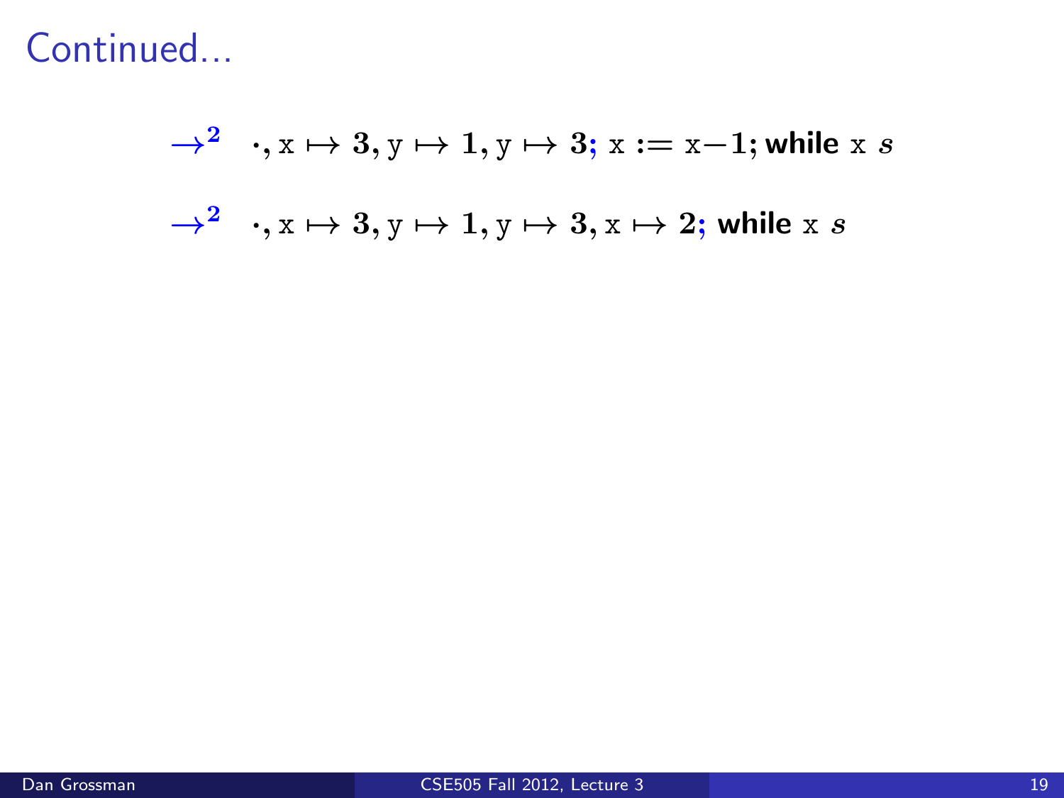# Continued...

$$\rightarrow^2 \quad \cdot, \mathrm{x} \mapsto \mathbf{3}, \mathrm{y} \mapsto \mathbf{1}, \mathrm{y} \mapsto \mathbf{3};\ \mathrm{x} := \mathrm{x} - \mathbf{1}; \textsf{while}\ \mathrm{x}\ s$$

$$\rightarrow^2 \quad \cdot, \mathrm{x} \mapsto \mathbf{3}, \mathrm{y} \mapsto \mathbf{1}, \mathrm{y} \mapsto \mathbf{3}, \mathrm{x} \mapsto \mathbf{2};\ \textsf{while}\ \mathrm{x}\ s$$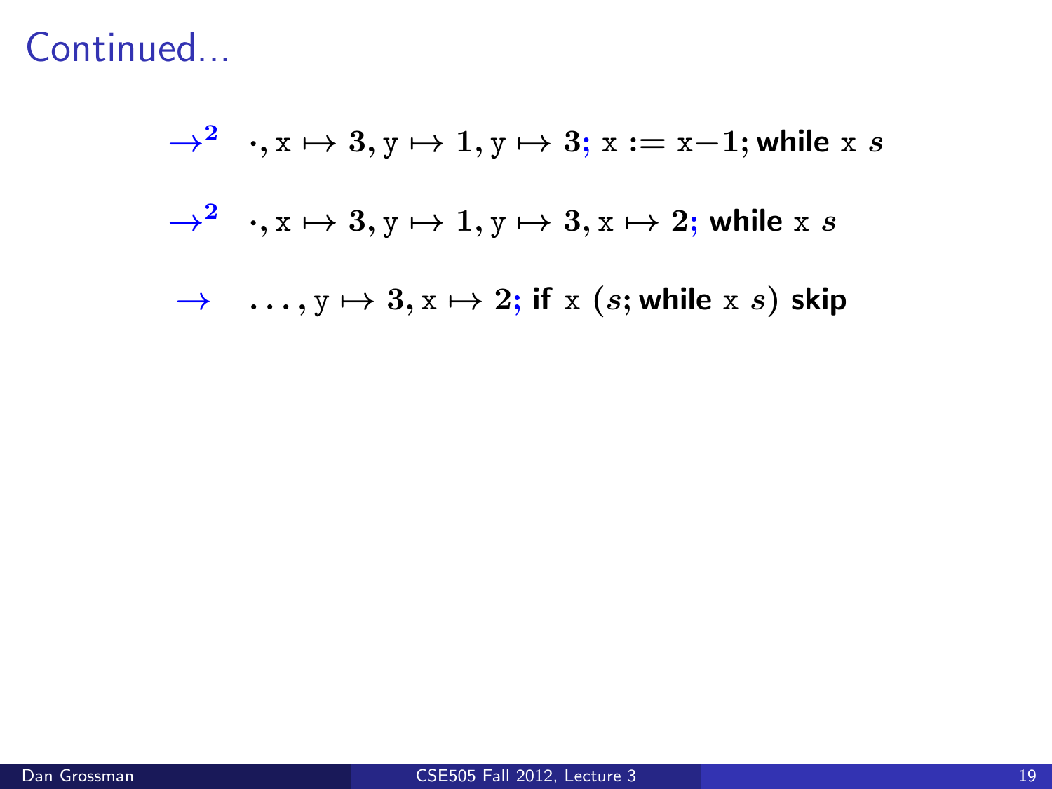# Continued...

$$\rightarrow^2 \quad \cdot, \mathtt{x} \mapsto 3, \mathtt{y} \mapsto 1, \mathtt{y} \mapsto 3; \ \mathtt{x} := \mathtt{x}-1; \textsf{while } \mathtt{x} \ s$$

$$\rightarrow^2 \quad \cdot, \mathtt{x} \mapsto 3, \mathtt{y} \mapsto 1, \mathtt{y} \mapsto 3, \mathtt{x} \mapsto 2; \ \textsf{while } \mathtt{x} \ s$$

$$\rightarrow \quad \ldots, \mathtt{y} \mapsto 3, \mathtt{x} \mapsto 2; \ \textsf{if } \mathtt{x} \ (s; \textsf{while } \mathtt{x} \ s) \ \textsf{skip}$$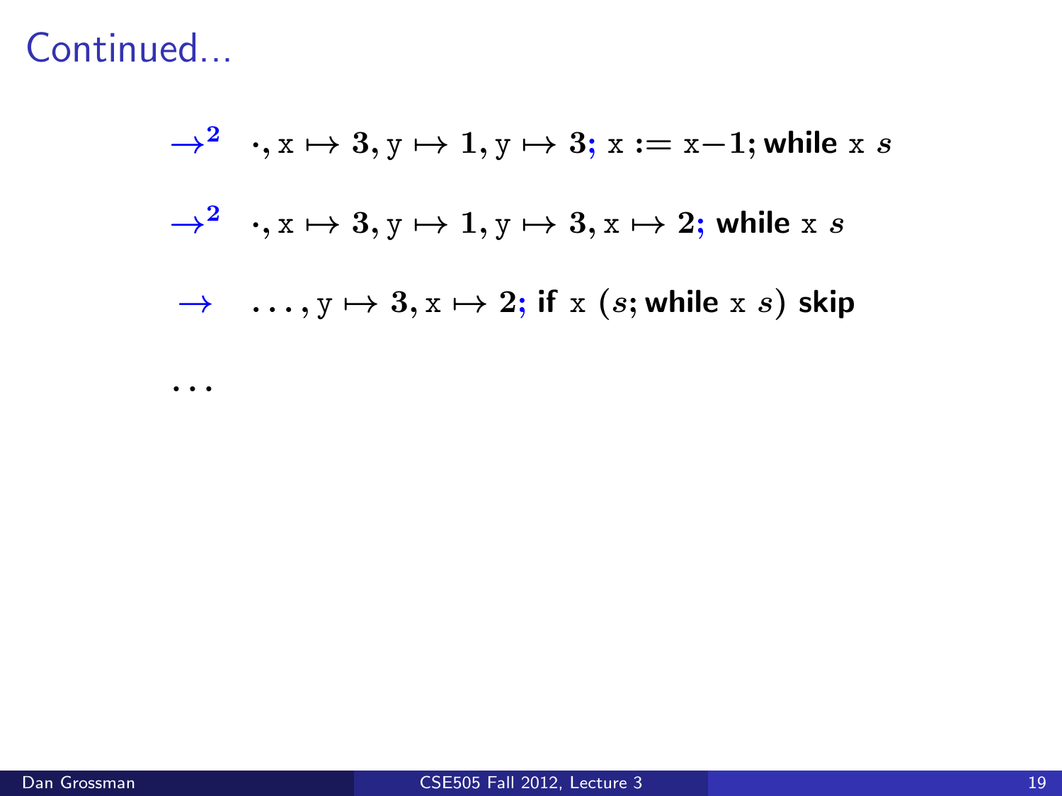# Continued...

$$\rightarrow^2 \quad \cdot, \mathrm{x} \mapsto 3, \mathrm{y} \mapsto 1, \mathrm{y} \mapsto 3; \mathrm{x} := \mathrm{x}{-}1; \textsf{while } \mathrm{x} \ s$$

$$\rightarrow^2 \quad \cdot, \mathrm{x} \mapsto 3, \mathrm{y} \mapsto 1, \mathrm{y} \mapsto 3, \mathrm{x} \mapsto 2; \textsf{while } \mathrm{x} \ s$$

$$\rightarrow \quad \ldots, \mathrm{y} \mapsto 3, \mathrm{x} \mapsto 2; \textsf{if } \mathrm{x} \ (s; \textsf{while } \mathrm{x} \ s) \ \textsf{skip}$$

$\ldots$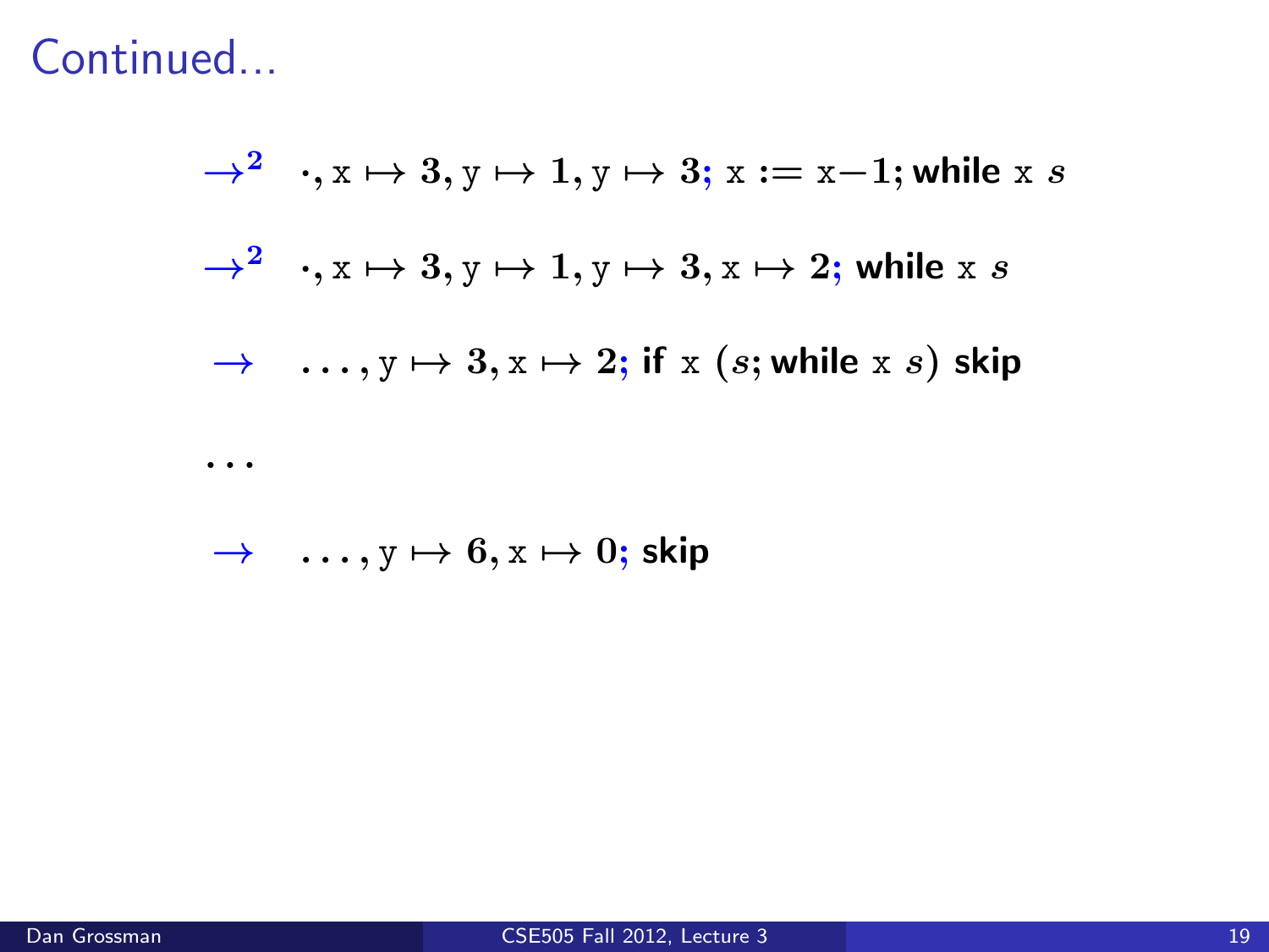# Continued...

$$\rightarrow^2 \quad \cdot, \mathrm{x} \mapsto \mathbf{3}, \mathrm{y} \mapsto \mathbf{1}, \mathrm{y} \mapsto \mathbf{3}; \ \mathrm{x} := \mathrm{x} - \mathbf{1}; \textsf{while } \mathrm{x} \ s$$

$$\rightarrow^2 \quad \cdot, \mathrm{x} \mapsto \mathbf{3}, \mathrm{y} \mapsto \mathbf{1}, \mathrm{y} \mapsto \mathbf{3}, \mathrm{x} \mapsto \mathbf{2}; \ \textsf{while } \mathrm{x} \ s$$

$$\rightarrow \quad \ldots, \mathrm{y} \mapsto \mathbf{3}, \mathrm{x} \mapsto \mathbf{2}; \ \textsf{if } \mathrm{x} \ (s; \textsf{while } \mathrm{x} \ s) \ \textsf{skip}$$

$$\ldots$$

$$\rightarrow \quad \ldots, \mathrm{y} \mapsto \mathbf{6}, \mathrm{x} \mapsto \mathbf{0}; \ \textsf{skip}$$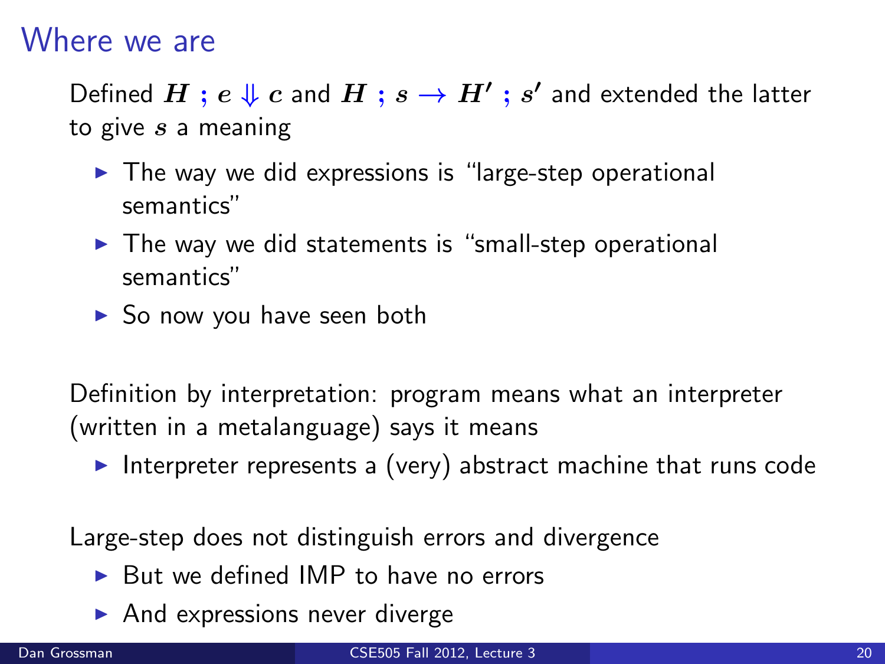# Where we are

Defined $H ; e \Downarrow c$ and $H ; s \rightarrow H' ; s'$ and extended the latter to give $s$ a meaning

- The way we did expressions is "large-step operational semantics"
- The way we did statements is "small-step operational semantics"
- So now you have seen both

Definition by interpretation: program means what an interpreter (written in a metalanguage) says it means

- Interpreter represents a (very) abstract machine that runs code

Large-step does not distinguish errors and divergence

- But we defined IMP to have no errors
- And expressions never diverge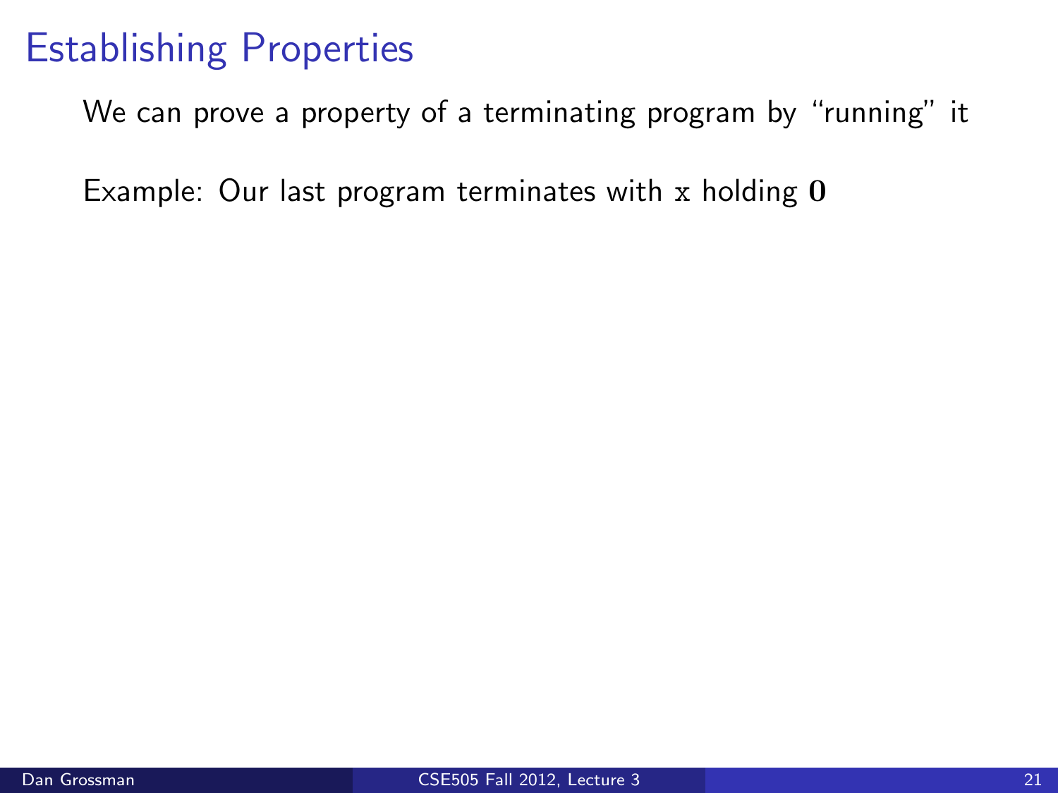# Establishing Properties

We can prove a property of a terminating program by "running" it

Example: Our last program terminates with x holding $\mathbf{0}$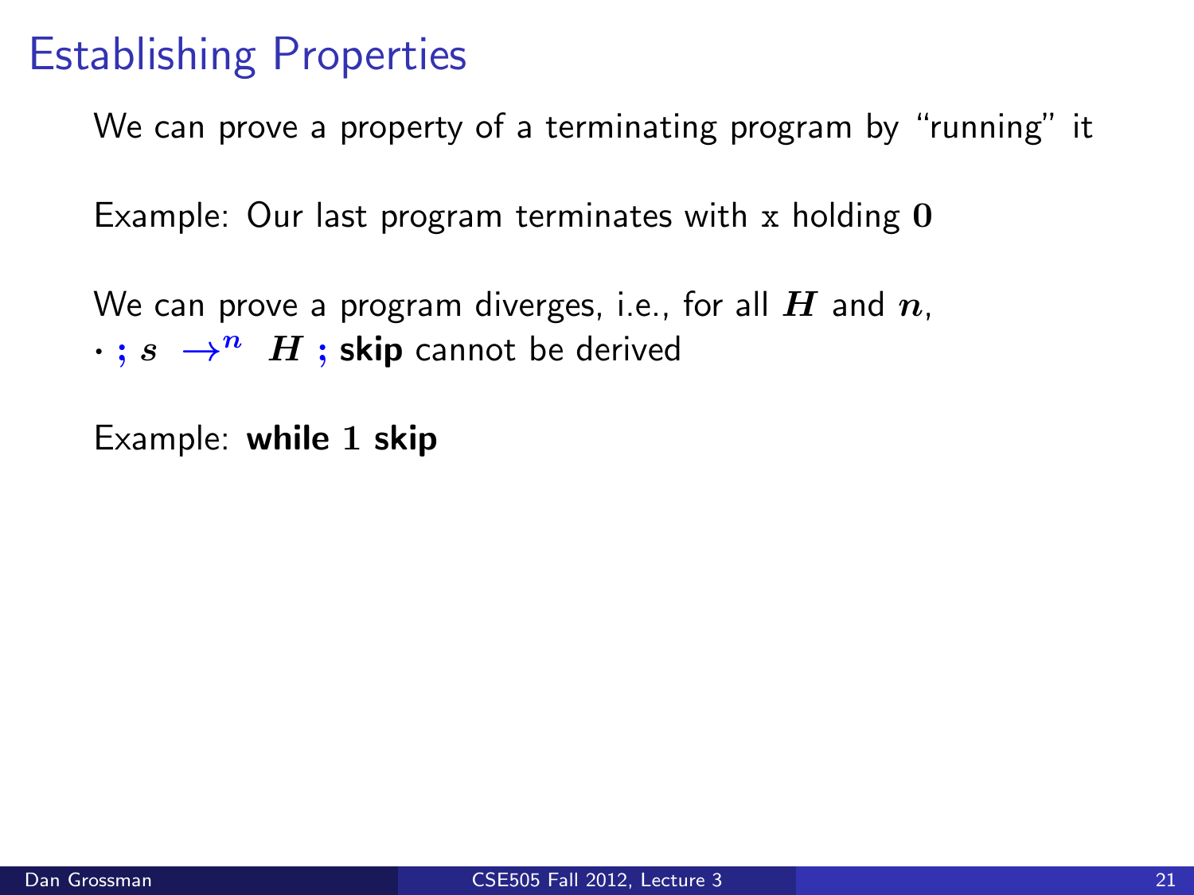# Establishing Properties

We can prove a property of a terminating program by "running" it

Example: Our last program terminates with $\mathrm{x}$ holding $\mathbf{0}$

We can prove a program diverges, i.e., for all $H$ and $n$,
$\cdot \; ; \; s \; \rightarrow^n \; H \; ; \; \textbf{skip}$ cannot be derived

Example: **while** $1$ **skip**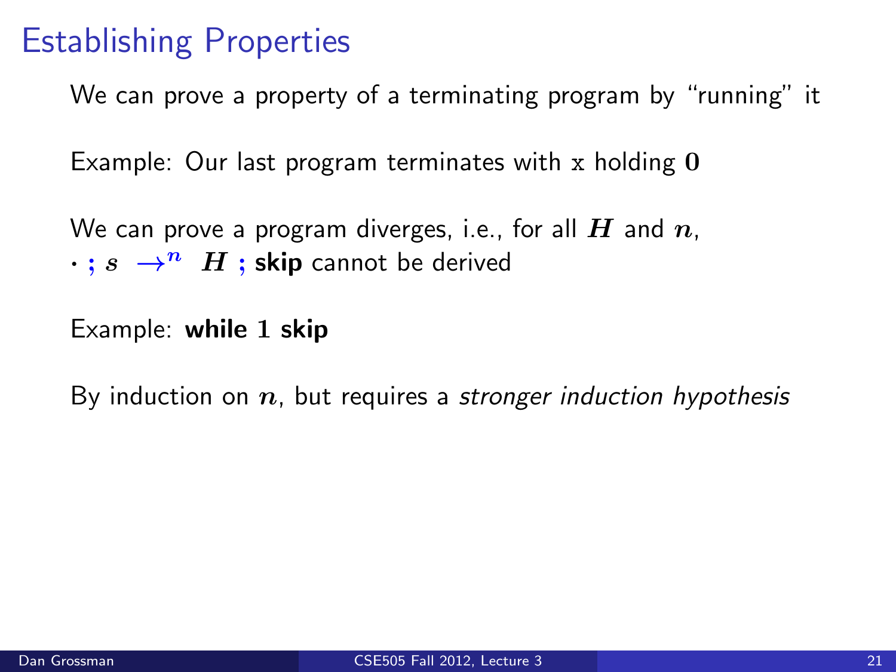# Establishing Properties

We can prove a property of a terminating program by "running" it

Example: Our last program terminates with $\mathtt{x}$ holding $\mathbf{0}$

We can prove a program diverges, i.e., for all $H$ and $n$,
$\cdot \; ; \; s \;\rightarrow^n\; H \; ; \; \textbf{skip}$ cannot be derived

Example: **while** $1$ **skip**

By induction on $n$, but requires a *stronger induction hypothesis*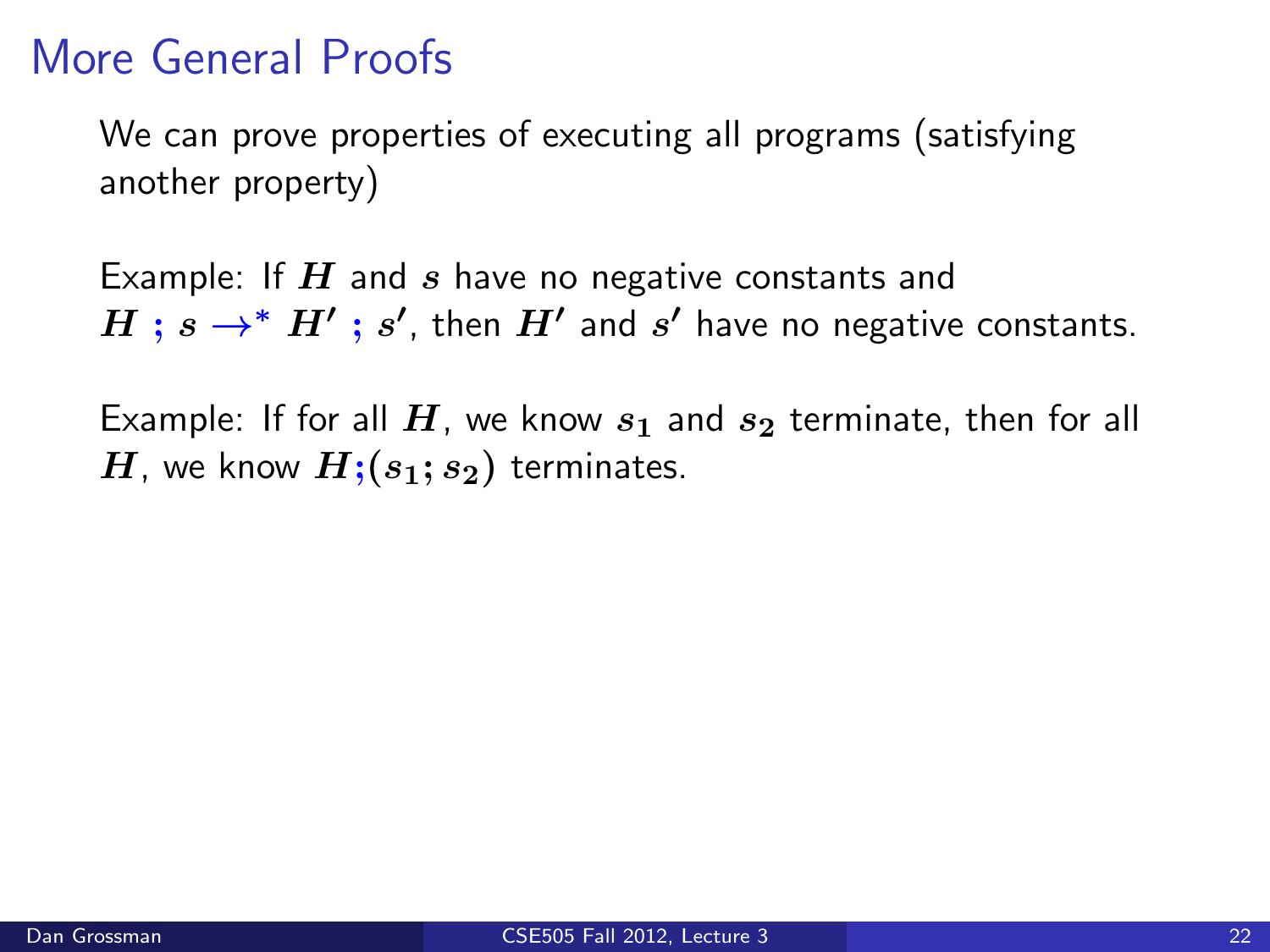# More General Proofs

We can prove properties of executing all programs (satisfying another property)

Example: If $H$ and $s$ have no negative constants and $H\ ;\ s \rightarrow^* H'\ ;\ s'$, then $H'$ and $s'$ have no negative constants.

Example: If for all $H$, we know $s_1$ and $s_2$ terminate, then for all $H$, we know $H;(s_1; s_2)$ terminates.